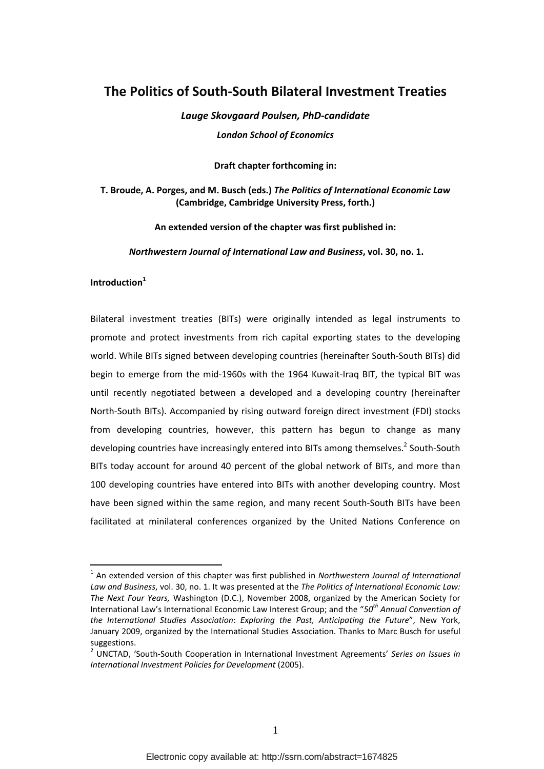# The Politics of South-South Bilateral Investment Treaties

***Lauge Skovgaard Poulsen, PhD-candidate***

***London School of Economics***

**Draft chapter forthcoming in:**

**T. Broude, A. Porges, and M. Busch (eds.) *The Politics of International Economic Law* (Cambridge, Cambridge University Press, forth.)**

**An extended version of the chapter was first published in:**

***Northwestern Journal of International Law and Business*, vol. 30, no. 1.**

## Introduction[1]

Bilateral investment treaties (BITs) were originally intended as legal instruments to promote and protect investments from rich capital exporting states to the developing world. While BITs signed between developing countries (hereinafter South-South BITs) did begin to emerge from the mid-1960s with the 1964 Kuwait-Iraq BIT, the typical BIT was until recently negotiated between a developed and a developing country (hereinafter North-South BITs). Accompanied by rising outward foreign direct investment (FDI) stocks from developing countries, however, this pattern has begun to change as many developing countries have increasingly entered into BITs among themselves.[2] South-South BITs today account for around 40 percent of the global network of BITs, and more than 100 developing countries have entered into BITs with another developing country. Most have been signed within the same region, and many recent South-South BITs have been facilitated at minilateral conferences organized by the United Nations Conference on

---

[1] An extended version of this chapter was first published in *Northwestern Journal of International Law and Business*, vol. 30, no. 1. It was presented at the *The Politics of International Economic Law: The Next Four Years,* Washington (D.C.), November 2008, organized by the American Society for International Law's International Economic Law Interest Group; and the "*50th Annual Convention of the International Studies Association*: *Exploring the Past, Anticipating the Future*", New York, January 2009, organized by the International Studies Association. Thanks to Marc Busch for useful suggestions.

[2] UNCTAD, 'South-South Cooperation in International Investment Agreements' *Series on Issues in International Investment Policies for Development* (2005).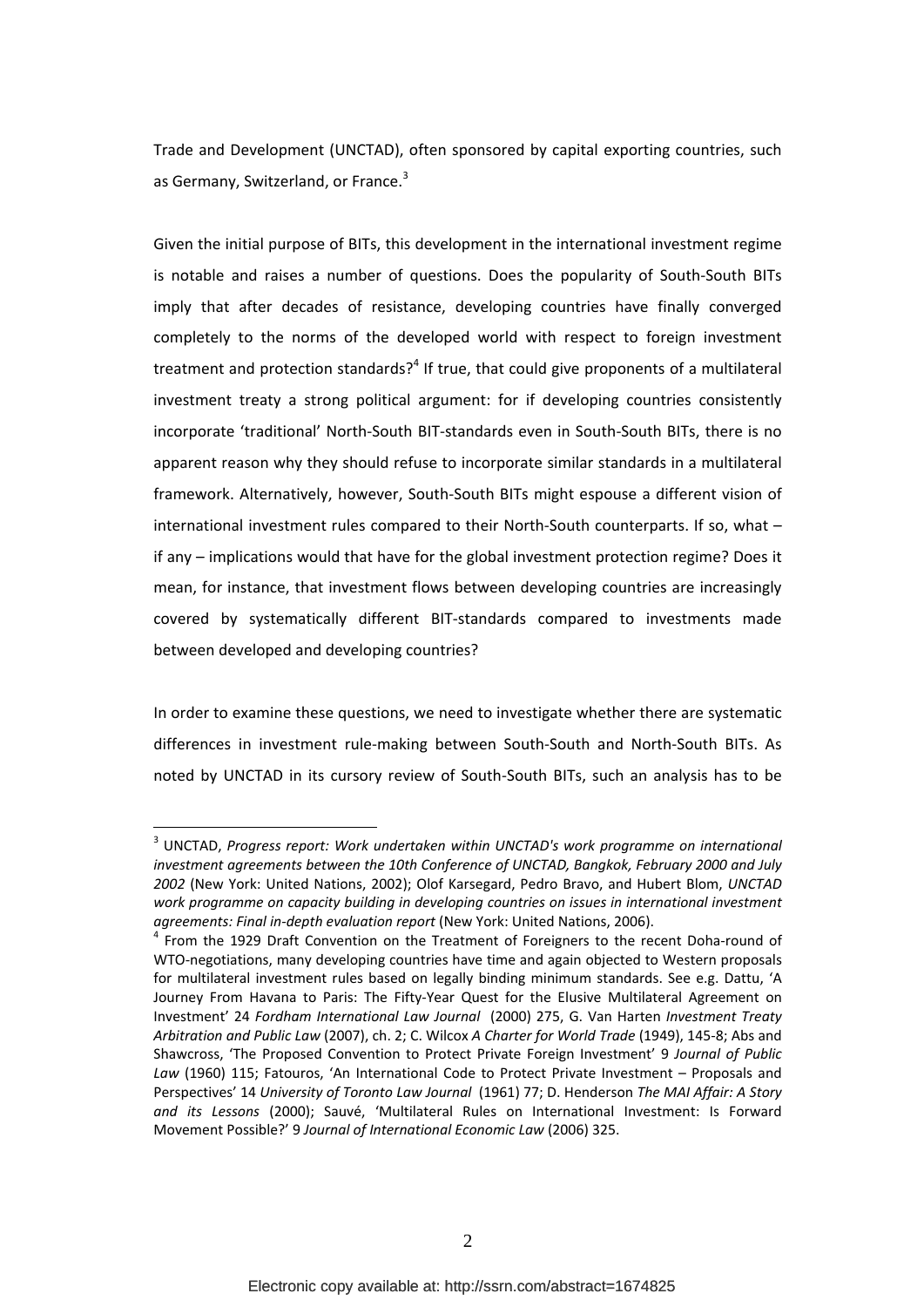Trade and Development (UNCTAD), often sponsored by capital exporting countries, such as Germany, Switzerland, or France.[3]

Given the initial purpose of BITs, this development in the international investment regime is notable and raises a number of questions. Does the popularity of South-South BITs imply that after decades of resistance, developing countries have finally converged completely to the norms of the developed world with respect to foreign investment treatment and protection standards?[4] If true, that could give proponents of a multilateral investment treaty a strong political argument: for if developing countries consistently incorporate 'traditional' North-South BIT-standards even in South-South BITs, there is no apparent reason why they should refuse to incorporate similar standards in a multilateral framework. Alternatively, however, South-South BITs might espouse a different vision of international investment rules compared to their North-South counterparts. If so, what – if any – implications would that have for the global investment protection regime? Does it mean, for instance, that investment flows between developing countries are increasingly covered by systematically different BIT-standards compared to investments made between developed and developing countries?

In order to examine these questions, we need to investigate whether there are systematic differences in investment rule-making between South-South and North-South BITs. As noted by UNCTAD in its cursory review of South-South BITs, such an analysis has to be

---

[3] UNCTAD, *Progress report: Work undertaken within UNCTAD's work programme on international investment agreements between the 10th Conference of UNCTAD, Bangkok, February 2000 and July 2002* (New York: United Nations, 2002); Olof Karsegard, Pedro Bravo, and Hubert Blom, *UNCTAD work programme on capacity building in developing countries on issues in international investment agreements: Final in-depth evaluation report* (New York: United Nations, 2006).

[4] From the 1929 Draft Convention on the Treatment of Foreigners to the recent Doha-round of WTO-negotiations, many developing countries have time and again objected to Western proposals for multilateral investment rules based on legally binding minimum standards. See e.g. Dattu, 'A Journey From Havana to Paris: The Fifty-Year Quest for the Elusive Multilateral Agreement on Investment' 24 *Fordham International Law Journal* (2000) 275, G. Van Harten *Investment Treaty Arbitration and Public Law* (2007), ch. 2; C. Wilcox *A Charter for World Trade* (1949), 145-8; Abs and Shawcross, 'The Proposed Convention to Protect Private Foreign Investment' 9 *Journal of Public Law* (1960) 115; Fatouros, 'An International Code to Protect Private Investment – Proposals and Perspectives' 14 *University of Toronto Law Journal* (1961) 77; D. Henderson *The MAI Affair: A Story and its Lessons* (2000); Sauvé, 'Multilateral Rules on International Investment: Is Forward Movement Possible?' 9 *Journal of International Economic Law* (2006) 325.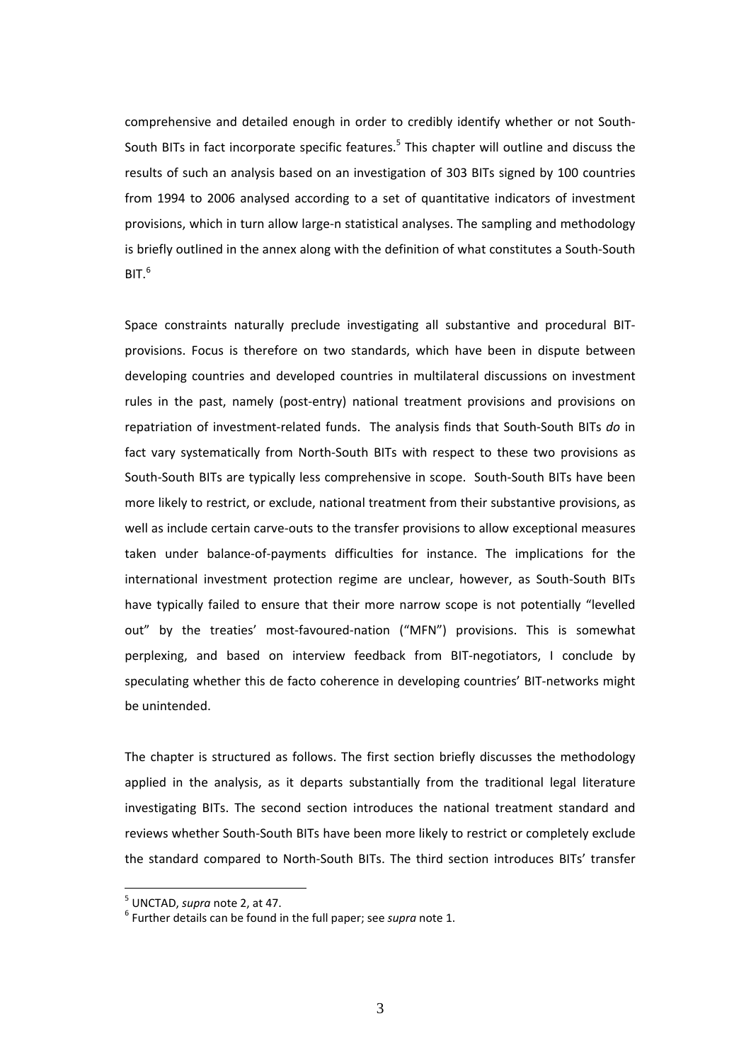comprehensive and detailed enough in order to credibly identify whether or not South-South BITs in fact incorporate specific features.[5] This chapter will outline and discuss the results of such an analysis based on an investigation of 303 BITs signed by 100 countries from 1994 to 2006 analysed according to a set of quantitative indicators of investment provisions, which in turn allow large-n statistical analyses. The sampling and methodology is briefly outlined in the annex along with the definition of what constitutes a South-South BIT.[6]

Space constraints naturally preclude investigating all substantive and procedural BIT-provisions. Focus is therefore on two standards, which have been in dispute between developing countries and developed countries in multilateral discussions on investment rules in the past, namely (post-entry) national treatment provisions and provisions on repatriation of investment-related funds. The analysis finds that South-South BITs *do* in fact vary systematically from North-South BITs with respect to these two provisions as South-South BITs are typically less comprehensive in scope. South-South BITs have been more likely to restrict, or exclude, national treatment from their substantive provisions, as well as include certain carve-outs to the transfer provisions to allow exceptional measures taken under balance-of-payments difficulties for instance. The implications for the international investment protection regime are unclear, however, as South-South BITs have typically failed to ensure that their more narrow scope is not potentially "levelled out" by the treaties' most-favoured-nation ("MFN") provisions. This is somewhat perplexing, and based on interview feedback from BIT-negotiators, I conclude by speculating whether this de facto coherence in developing countries' BIT-networks might be unintended.

The chapter is structured as follows. The first section briefly discusses the methodology applied in the analysis, as it departs substantially from the traditional legal literature investigating BITs. The second section introduces the national treatment standard and reviews whether South-South BITs have been more likely to restrict or completely exclude the standard compared to North-South BITs. The third section introduces BITs' transfer

[5] UNCTAD, *supra* note 2, at 47.

[6] Further details can be found in the full paper; see *supra* note 1.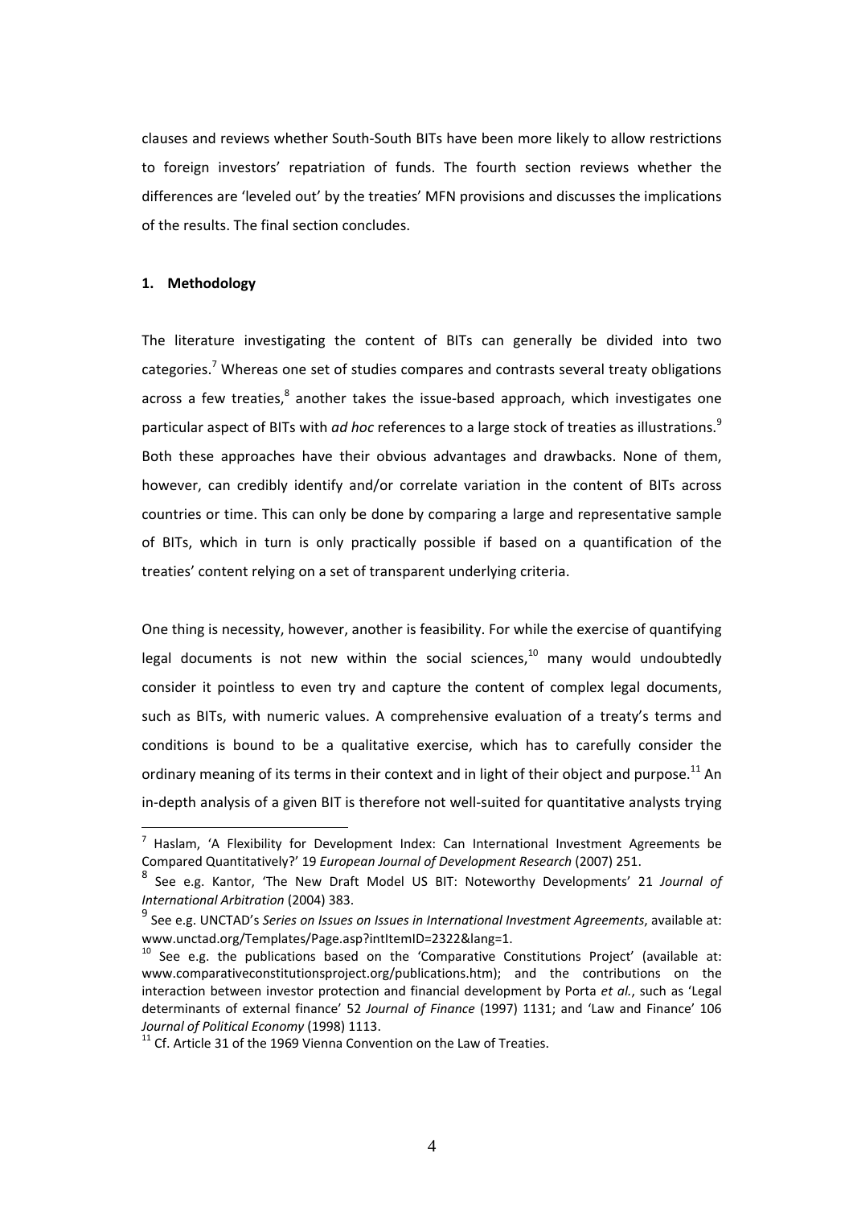clauses and reviews whether South-South BITs have been more likely to allow restrictions to foreign investors' repatriation of funds. The fourth section reviews whether the differences are 'leveled out' by the treaties' MFN provisions and discusses the implications of the results. The final section concludes.

## 1. Methodology

The literature investigating the content of BITs can generally be divided into two categories.[7] Whereas one set of studies compares and contrasts several treaty obligations across a few treaties,[8] another takes the issue-based approach, which investigates one particular aspect of BITs with *ad hoc* references to a large stock of treaties as illustrations.[9] Both these approaches have their obvious advantages and drawbacks. None of them, however, can credibly identify and/or correlate variation in the content of BITs across countries or time. This can only be done by comparing a large and representative sample of BITs, which in turn is only practically possible if based on a quantification of the treaties' content relying on a set of transparent underlying criteria.

One thing is necessity, however, another is feasibility. For while the exercise of quantifying legal documents is not new within the social sciences,[10] many would undoubtedly consider it pointless to even try and capture the content of complex legal documents, such as BITs, with numeric values. A comprehensive evaluation of a treaty's terms and conditions is bound to be a qualitative exercise, which has to carefully consider the ordinary meaning of its terms in their context and in light of their object and purpose.[11] An in-depth analysis of a given BIT is therefore not well-suited for quantitative analysts trying

---

[7] Haslam, 'A Flexibility for Development Index: Can International Investment Agreements be Compared Quantitatively?' 19 *European Journal of Development Research* (2007) 251.

[8] See e.g. Kantor, 'The New Draft Model US BIT: Noteworthy Developments' 21 *Journal of International Arbitration* (2004) 383.

[9] See e.g. UNCTAD's *Series on Issues on Issues in International Investment Agreements*, available at: www.unctad.org/Templates/Page.asp?intItemID=2322&lang=1.

[10] See e.g. the publications based on the 'Comparative Constitutions Project' (available at: www.comparativeconstitutionsproject.org/publications.htm); and the contributions on the interaction between investor protection and financial development by Porta *et al.*, such as 'Legal determinants of external finance' 52 *Journal of Finance* (1997) 1131; and 'Law and Finance' 106 *Journal of Political Economy* (1998) 1113.

[11] Cf. Article 31 of the 1969 Vienna Convention on the Law of Treaties.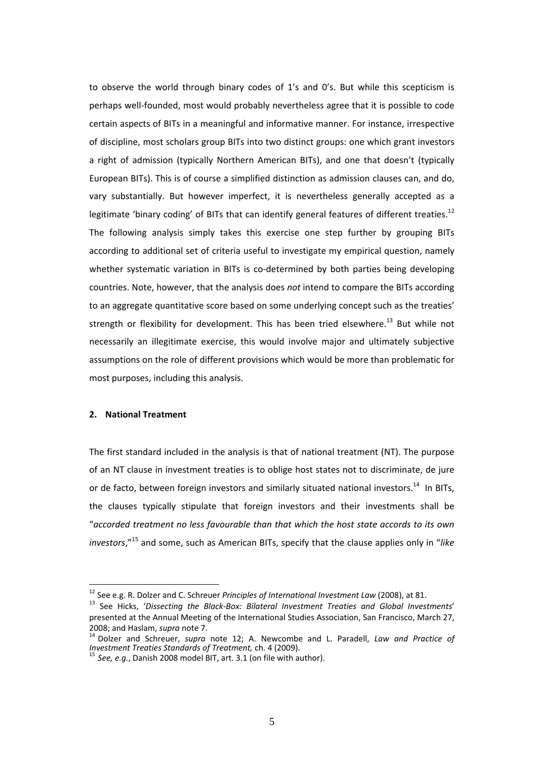to observe the world through binary codes of 1's and 0's. But while this scepticism is perhaps well-founded, most would probably nevertheless agree that it is possible to code certain aspects of BITs in a meaningful and informative manner. For instance, irrespective of discipline, most scholars group BITs into two distinct groups: one which grant investors a right of admission (typically Northern American BITs), and one that doesn't (typically European BITs). This is of course a simplified distinction as admission clauses can, and do, vary substantially. But however imperfect, it is nevertheless generally accepted as a legitimate 'binary coding' of BITs that can identify general features of different treaties.[12] The following analysis simply takes this exercise one step further by grouping BITs according to additional set of criteria useful to investigate my empirical question, namely whether systematic variation in BITs is co-determined by both parties being developing countries. Note, however, that the analysis does *not* intend to compare the BITs according to an aggregate quantitative score based on some underlying concept such as the treaties' strength or flexibility for development. This has been tried elsewhere.[13] But while not necessarily an illegitimate exercise, this would involve major and ultimately subjective assumptions on the role of different provisions which would be more than problematic for most purposes, including this analysis.

## 2. National Treatment

The first standard included in the analysis is that of national treatment (NT). The purpose of an NT clause in investment treaties is to oblige host states not to discriminate, de jure or de facto, between foreign investors and similarly situated national investors.[14] In BITs, the clauses typically stipulate that foreign investors and their investments shall be "*accorded treatment no less favourable than that which the host state accords to its own investors*,"[15] and some, such as American BITs, specify that the clause applies only in "*like*

---

[12] See e.g. R. Dolzer and C. Schreuer *Principles of International Investment Law* (2008), at 81.

[13] See Hicks, '*Dissecting the Black-Box: Bilateral Investment Treaties and Global Investments*' presented at the Annual Meeting of the International Studies Association, San Francisco, March 27, 2008; and Haslam, *supra* note 7.

[14] Dolzer and Schreuer, *supra* note 12; A. Newcombe and L. Paradell, *Law and Practice of Investment Treaties Standards of Treatment,* ch. 4 (2009).

[15] *See, e.g.*, Danish 2008 model BIT, art. 3.1 (on file with author).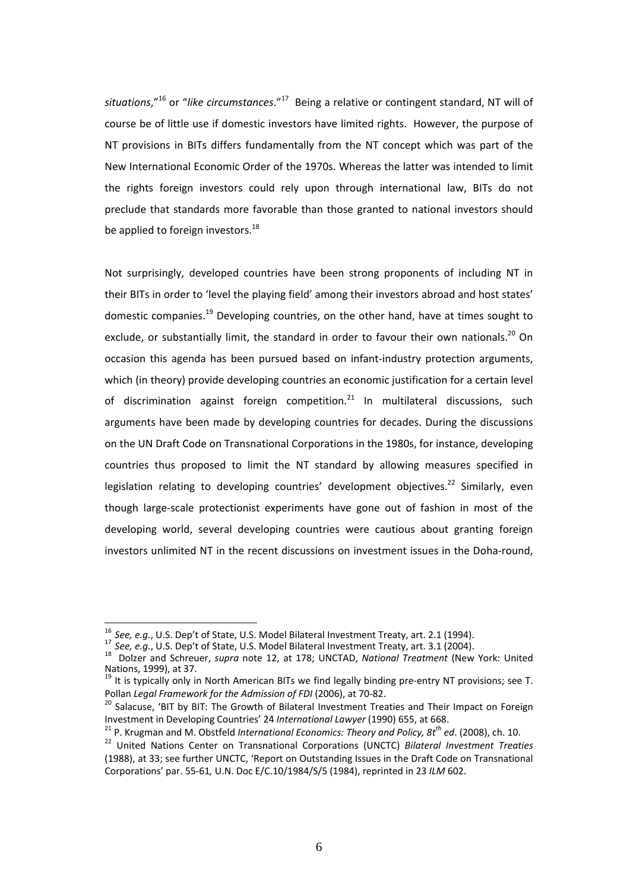*situations*,"[16] or "*like circumstances*."[17] Being a relative or contingent standard, NT will of course be of little use if domestic investors have limited rights. However, the purpose of NT provisions in BITs differs fundamentally from the NT concept which was part of the New International Economic Order of the 1970s. Whereas the latter was intended to limit the rights foreign investors could rely upon through international law, BITs do not preclude that standards more favorable than those granted to national investors should be applied to foreign investors.[18]

Not surprisingly, developed countries have been strong proponents of including NT in their BITs in order to 'level the playing field' among their investors abroad and host states' domestic companies.[19] Developing countries, on the other hand, have at times sought to exclude, or substantially limit, the standard in order to favour their own nationals.[20] On occasion this agenda has been pursued based on infant-industry protection arguments, which (in theory) provide developing countries an economic justification for a certain level of discrimination against foreign competition.[21] In multilateral discussions, such arguments have been made by developing countries for decades. During the discussions on the UN Draft Code on Transnational Corporations in the 1980s, for instance, developing countries thus proposed to limit the NT standard by allowing measures specified in legislation relating to developing countries' development objectives.[22] Similarly, even though large-scale protectionist experiments have gone out of fashion in most of the developing world, several developing countries were cautious about granting foreign investors unlimited NT in the recent discussions on investment issues in the Doha-round,

---

[16] *See, e.g.*, U.S. Dep't of State, U.S. Model Bilateral Investment Treaty, art. 2.1 (1994).

[17] *See, e.g.*, U.S. Dep't of State, U.S. Model Bilateral Investment Treaty, art. 3.1 (2004).

[18] Dolzer and Schreuer, *supra* note 12, at 178; UNCTAD, *National Treatment* (New York: United Nations, 1999), at 37.

[19] It is typically only in North American BITs we find legally binding pre-entry NT provisions; see T. Pollan *Legal Framework for the Admission of FDI* (2006), at 70-82.

[20] Salacuse, 'BIT by BIT: The Growth of Bilateral Investment Treaties and Their Impact on Foreign Investment in Developing Countries' 24 *International Lawyer* (1990) 655, at 668.

[21] P. Krugman and M. Obstfeld *International Economics: Theory and Policy, 8t^th^ ed*. (2008), ch. 10.

[22] United Nations Center on Transnational Corporations (UNCTC) *Bilateral Investment Treaties* (1988), at 33; see further UNCTC, 'Report on Outstanding Issues in the Draft Code on Transnational Corporations' par. 55-61*,* U.N. Doc E/C.10/1984/S/5 (1984), reprinted in 23 *ILM* 602.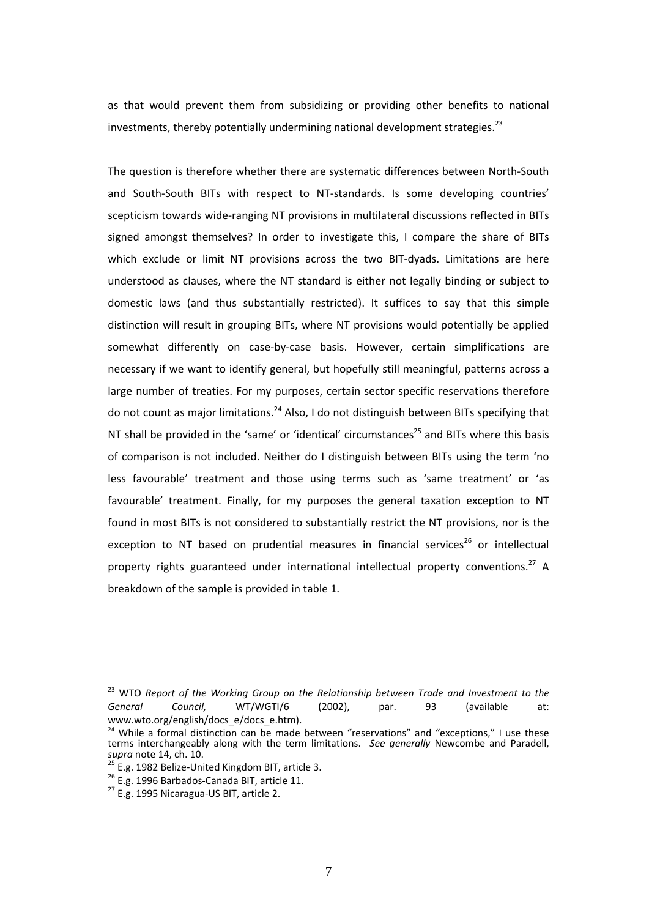as that would prevent them from subsidizing or providing other benefits to national investments, thereby potentially undermining national development strategies.[23]

The question is therefore whether there are systematic differences between North-South and South-South BITs with respect to NT-standards. Is some developing countries' scepticism towards wide-ranging NT provisions in multilateral discussions reflected in BITs signed amongst themselves? In order to investigate this, I compare the share of BITs which exclude or limit NT provisions across the two BIT-dyads. Limitations are here understood as clauses, where the NT standard is either not legally binding or subject to domestic laws (and thus substantially restricted). It suffices to say that this simple distinction will result in grouping BITs, where NT provisions would potentially be applied somewhat differently on case-by-case basis. However, certain simplifications are necessary if we want to identify general, but hopefully still meaningful, patterns across a large number of treaties. For my purposes, certain sector specific reservations therefore do not count as major limitations.[24] Also, I do not distinguish between BITs specifying that NT shall be provided in the 'same' or 'identical' circumstances[25] and BITs where this basis of comparison is not included. Neither do I distinguish between BITs using the term 'no less favourable' treatment and those using terms such as 'same treatment' or 'as favourable' treatment. Finally, for my purposes the general taxation exception to NT found in most BITs is not considered to substantially restrict the NT provisions, nor is the exception to NT based on prudential measures in financial services[26] or intellectual property rights guaranteed under international intellectual property conventions.[27] A breakdown of the sample is provided in table 1.

---

[23] WTO *Report of the Working Group on the Relationship between Trade and Investment to the General Council,* WT/WGTI/6 (2002), par. 93 (available at: www.wto.org/english/docs_e/docs_e.htm).

[24] While a formal distinction can be made between "reservations" and "exceptions," I use these terms interchangeably along with the term limitations. *See generally* Newcombe and Paradell, *supra* note 14, ch. 10.

[25] E.g. 1982 Belize-United Kingdom BIT, article 3.

[26] E.g. 1996 Barbados-Canada BIT, article 11.

[27] E.g. 1995 Nicaragua-US BIT, article 2.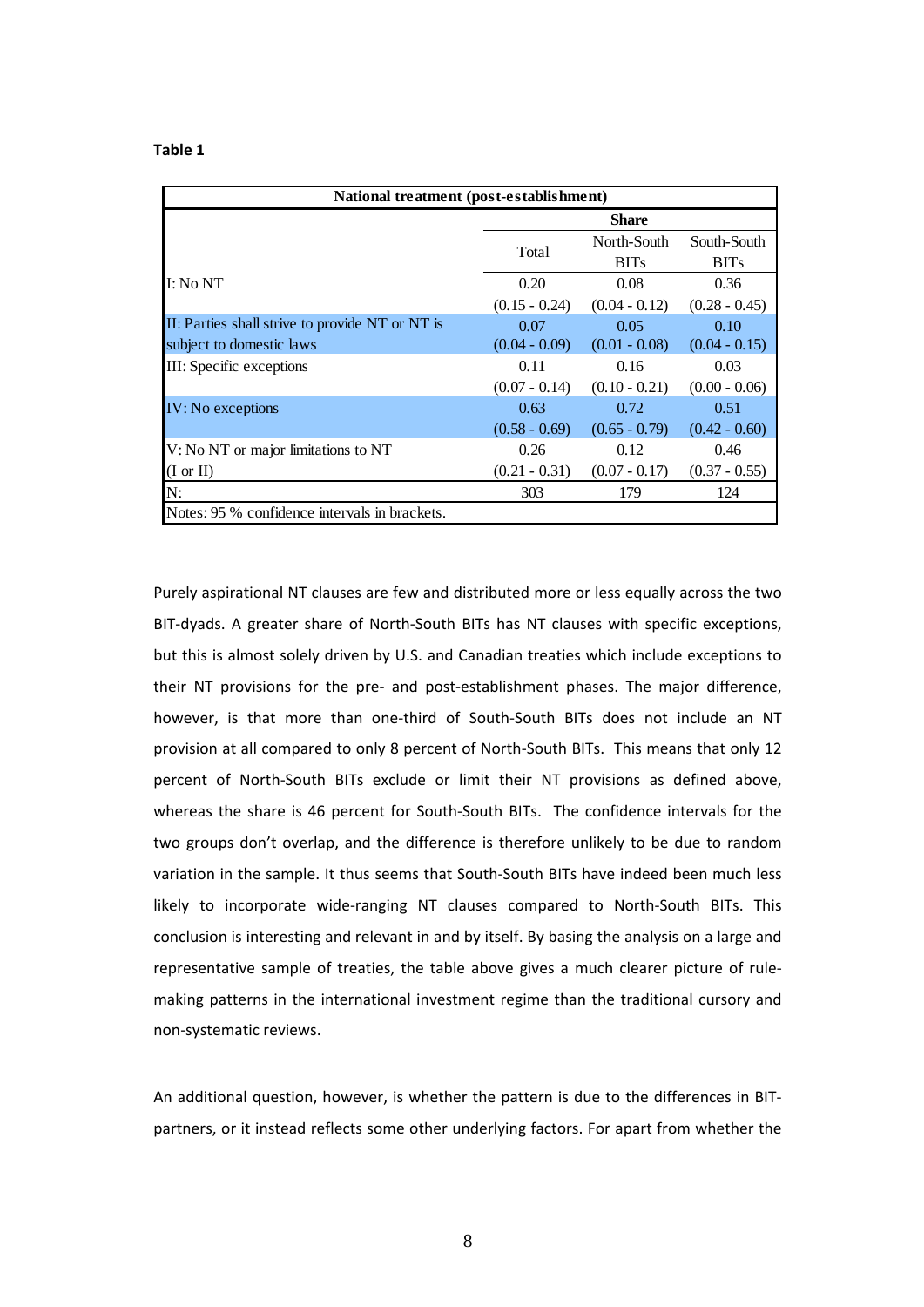**Table 1**

| National treatment (post-establishment) | | | |
|---|---|---|---|
| | Share | | |
| | Total | North-South BITs | South-South BITs |
| I: No NT | 0.20 | 0.08 | 0.36 |
| | (0.15 - 0.24) | (0.04 - 0.12) | (0.28 - 0.45) |
| II: Parties shall strive to provide NT or NT is subject to domestic laws | 0.07 | 0.05 | 0.10 |
| | (0.04 - 0.09) | (0.01 - 0.08) | (0.04 - 0.15) |
| III: Specific exceptions | 0.11 | 0.16 | 0.03 |
| | (0.07 - 0.14) | (0.10 - 0.21) | (0.00 - 0.06) |
| IV: No exceptions | 0.63 | 0.72 | 0.51 |
| | (0.58 - 0.69) | (0.65 - 0.79) | (0.42 - 0.60) |
| V: No NT or major limitations to NT (I or II) | 0.26 | 0.12 | 0.46 |
| | (0.21 - 0.31) | (0.07 - 0.17) | (0.37 - 0.55) |
| N: | 303 | 179 | 124 |
| Notes: 95 % confidence intervals in brackets. | | | |

Purely aspirational NT clauses are few and distributed more or less equally across the two BIT-dyads. A greater share of North-South BITs has NT clauses with specific exceptions, but this is almost solely driven by U.S. and Canadian treaties which include exceptions to their NT provisions for the pre- and post-establishment phases. The major difference, however, is that more than one-third of South-South BITs does not include an NT provision at all compared to only 8 percent of North-South BITs. This means that only 12 percent of North-South BITs exclude or limit their NT provisions as defined above, whereas the share is 46 percent for South-South BITs. The confidence intervals for the two groups don't overlap, and the difference is therefore unlikely to be due to random variation in the sample. It thus seems that South-South BITs have indeed been much less likely to incorporate wide-ranging NT clauses compared to North-South BITs. This conclusion is interesting and relevant in and by itself. By basing the analysis on a large and representative sample of treaties, the table above gives a much clearer picture of rule-making patterns in the international investment regime than the traditional cursory and non-systematic reviews.

An additional question, however, is whether the pattern is due to the differences in BIT-partners, or it instead reflects some other underlying factors. For apart from whether the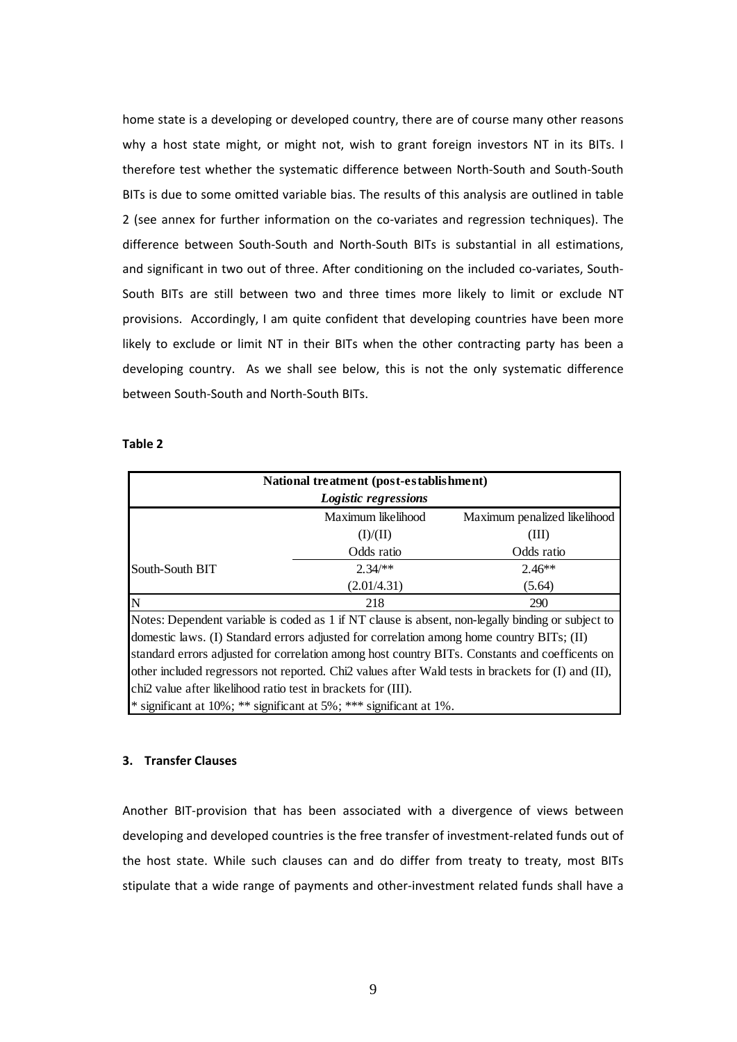home state is a developing or developed country, there are of course many other reasons why a host state might, or might not, wish to grant foreign investors NT in its BITs. I therefore test whether the systematic difference between North-South and South-South BITs is due to some omitted variable bias. The results of this analysis are outlined in table 2 (see annex for further information on the co-variates and regression techniques). The difference between South-South and North-South BITs is substantial in all estimations, and significant in two out of three. After conditioning on the included co-variates, South-South BITs are still between two and three times more likely to limit or exclude NT provisions. Accordingly, I am quite confident that developing countries have been more likely to exclude or limit NT in their BITs when the other contracting party has been a developing country. As we shall see below, this is not the only systematic difference between South-South and North-South BITs.

**Table 2**

| National treatment (post-establishment) | | |
|---|---|---|
| *Logistic regressions* | | |
| | Maximum likelihood | Maximum penalized likelihood |
| | (I)/(II) | (III) |
| | Odds ratio | Odds ratio |
| South-South BIT | 2.34/** | 2.46** |
| | (2.01/4.31) | (5.64) |
| N | 218 | 290 |

Notes: Dependent variable is coded as 1 if NT clause is absent, non-legally binding or subject to domestic laws. (I) Standard errors adjusted for correlation among home country BITs; (II) standard errors adjusted for correlation among host country BITs. Constants and coefficents on other included regressors not reported. Chi2 values after Wald tests in brackets for (I) and (II), chi2 value after likelihood ratio test in brackets for (III).
* significant at 10%; ** significant at 5%; *** significant at 1%.

### 3. Transfer Clauses

Another BIT-provision that has been associated with a divergence of views between developing and developed countries is the free transfer of investment-related funds out of the host state. While such clauses can and do differ from treaty to treaty, most BITs stipulate that a wide range of payments and other-investment related funds shall have a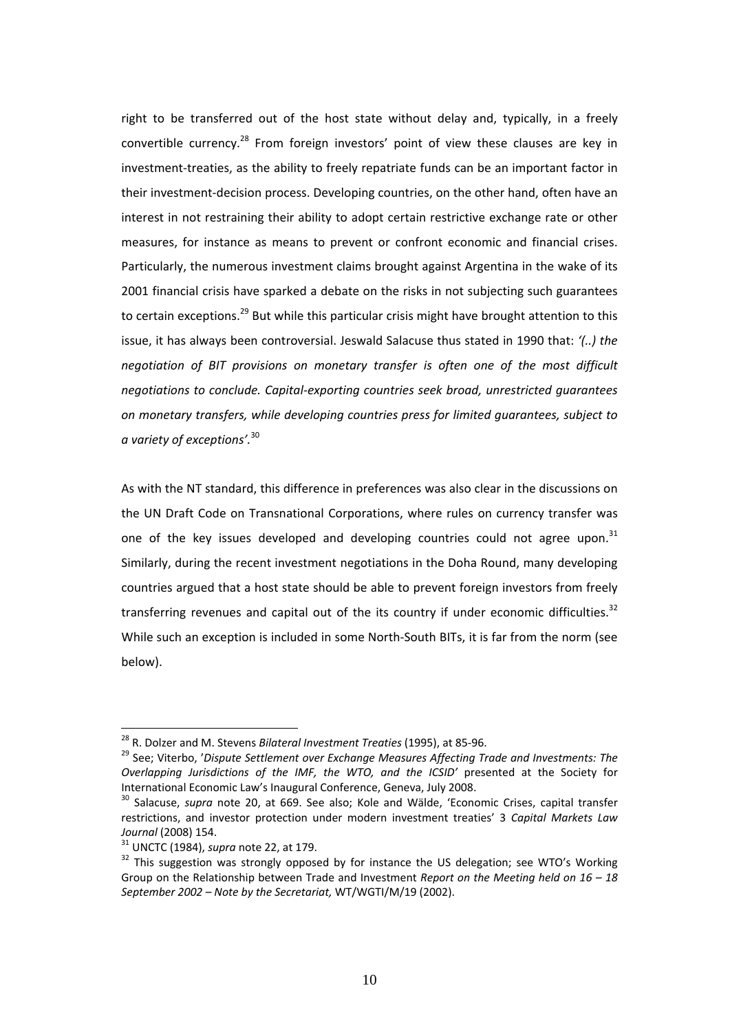right to be transferred out of the host state without delay and, typically, in a freely convertible currency.[28] From foreign investors' point of view these clauses are key in investment-treaties, as the ability to freely repatriate funds can be an important factor in their investment-decision process. Developing countries, on the other hand, often have an interest in not restraining their ability to adopt certain restrictive exchange rate or other measures, for instance as means to prevent or confront economic and financial crises. Particularly, the numerous investment claims brought against Argentina in the wake of its 2001 financial crisis have sparked a debate on the risks in not subjecting such guarantees to certain exceptions.[29] But while this particular crisis might have brought attention to this issue, it has always been controversial. Jeswald Salacuse thus stated in 1990 that: *'(..) the negotiation of BIT provisions on monetary transfer is often one of the most difficult negotiations to conclude. Capital-exporting countries seek broad, unrestricted guarantees on monetary transfers, while developing countries press for limited guarantees, subject to a variety of exceptions'.*[30]

As with the NT standard, this difference in preferences was also clear in the discussions on the UN Draft Code on Transnational Corporations, where rules on currency transfer was one of the key issues developed and developing countries could not agree upon.[31] Similarly, during the recent investment negotiations in the Doha Round, many developing countries argued that a host state should be able to prevent foreign investors from freely transferring revenues and capital out of the its country if under economic difficulties.[32] While such an exception is included in some North-South BITs, it is far from the norm (see below).

---

[28] R. Dolzer and M. Stevens *Bilateral Investment Treaties* (1995), at 85-96.

[29] See; Viterbo, '*Dispute Settlement over Exchange Measures Affecting Trade and Investments: The Overlapping Jurisdictions of the IMF, the WTO, and the ICSID*' presented at the Society for International Economic Law's Inaugural Conference, Geneva, July 2008.

[30] Salacuse, *supra* note 20, at 669. See also; Kole and Wälde, 'Economic Crises, capital transfer restrictions, and investor protection under modern investment treaties' 3 *Capital Markets Law Journal* (2008) 154.

[31] UNCTC (1984), *supra* note 22, at 179.

[32] This suggestion was strongly opposed by for instance the US delegation; see WTO's Working Group on the Relationship between Trade and Investment *Report on the Meeting held on 16 – 18 September 2002 – Note by the Secretariat,* WT/WGTI/M/19 (2002).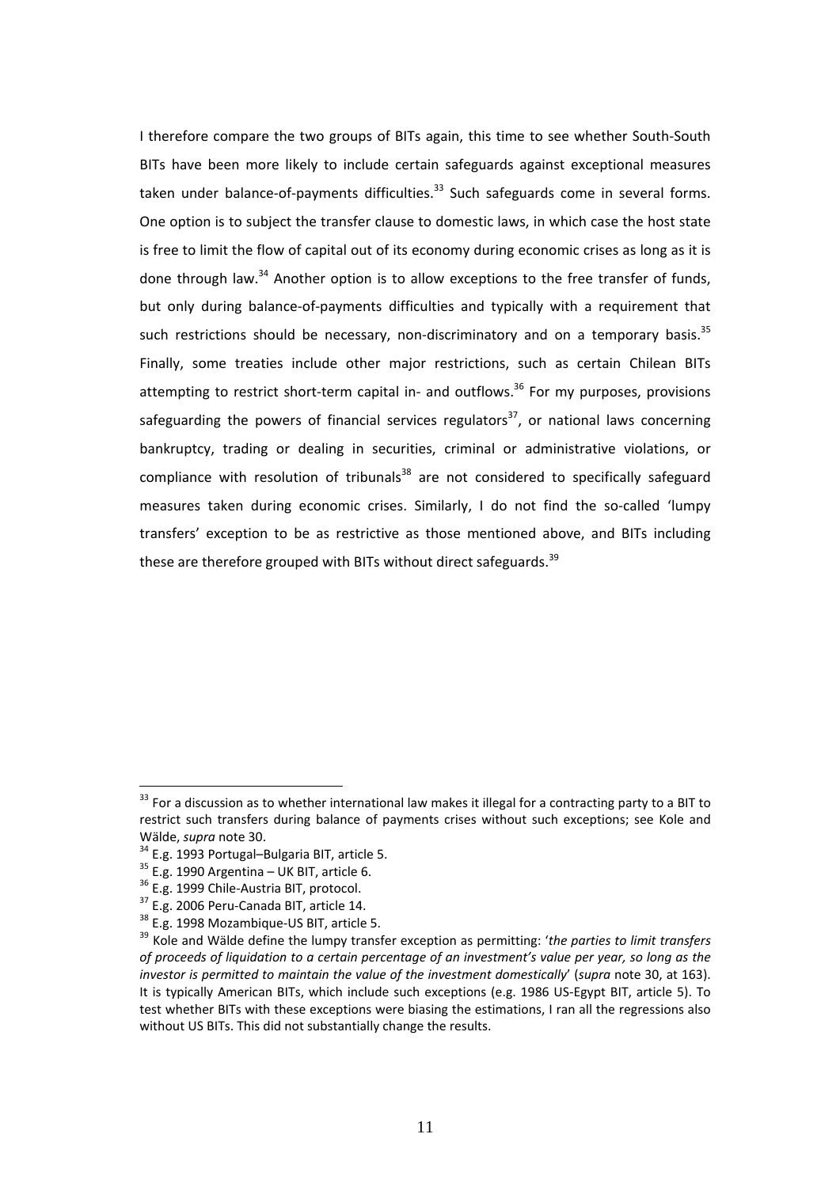I therefore compare the two groups of BITs again, this time to see whether South-South BITs have been more likely to include certain safeguards against exceptional measures taken under balance-of-payments difficulties.[33] Such safeguards come in several forms. One option is to subject the transfer clause to domestic laws, in which case the host state is free to limit the flow of capital out of its economy during economic crises as long as it is done through law.[34] Another option is to allow exceptions to the free transfer of funds, but only during balance-of-payments difficulties and typically with a requirement that such restrictions should be necessary, non-discriminatory and on a temporary basis.[35] Finally, some treaties include other major restrictions, such as certain Chilean BITs attempting to restrict short-term capital in- and outflows.[36] For my purposes, provisions safeguarding the powers of financial services regulators[37], or national laws concerning bankruptcy, trading or dealing in securities, criminal or administrative violations, or compliance with resolution of tribunals[38] are not considered to specifically safeguard measures taken during economic crises. Similarly, I do not find the so-called 'lumpy transfers' exception to be as restrictive as those mentioned above, and BITs including these are therefore grouped with BITs without direct safeguards.[39]

---

[33] For a discussion as to whether international law makes it illegal for a contracting party to a BIT to restrict such transfers during balance of payments crises without such exceptions; see Kole and Wälde, *supra* note 30.

[34] E.g. 1993 Portugal–Bulgaria BIT, article 5.

[35] E.g. 1990 Argentina – UK BIT, article 6.

[36] E.g. 1999 Chile-Austria BIT, protocol.

[37] E.g. 2006 Peru-Canada BIT, article 14.

[38] E.g. 1998 Mozambique-US BIT, article 5.

[39] Kole and Wälde define the lumpy transfer exception as permitting: '*the parties to limit transfers of proceeds of liquidation to a certain percentage of an investment's value per year, so long as the investor is permitted to maintain the value of the investment domestically*' (*supra* note 30, at 163). It is typically American BITs, which include such exceptions (e.g. 1986 US-Egypt BIT, article 5). To test whether BITs with these exceptions were biasing the estimations, I ran all the regressions also without US BITs. This did not substantially change the results.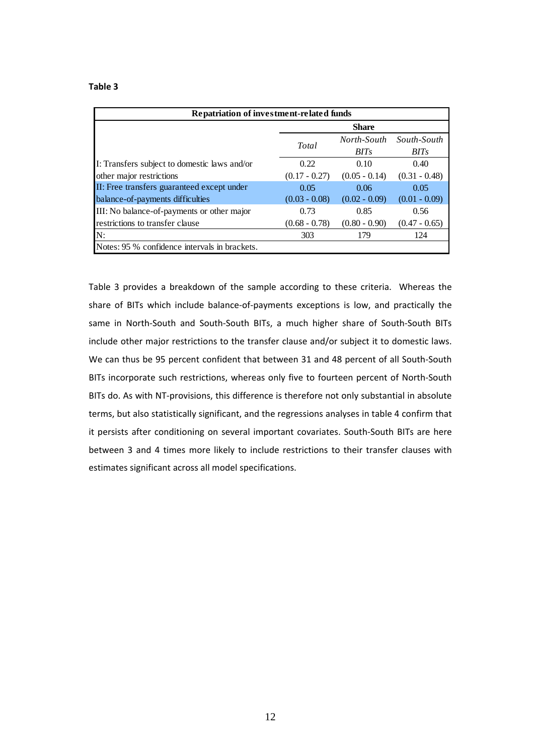**Table 3**

| Repatriation of investment-related funds | | | |
|---|---|---|---|
| | **Share** | | |
| | *Total* | *North-South BITs* | *South-South BITs* |
| I: Transfers subject to domestic laws and/or other major restrictions | 0.22<br>(0.17 - 0.27) | 0.10<br>(0.05 - 0.14) | 0.40<br>(0.31 - 0.48) |
| II: Free transfers guaranteed except under balance-of-payments difficulties | 0.05<br>(0.03 - 0.08) | 0.06<br>(0.02 - 0.09) | 0.05<br>(0.01 - 0.09) |
| III: No balance-of-payments or other major restrictions to transfer clause | 0.73<br>(0.68 - 0.78) | 0.85<br>(0.80 - 0.90) | 0.56<br>(0.47 - 0.65) |
| N: | 303 | 179 | 124 |

Notes: 95 % confidence intervals in brackets.

Table 3 provides a breakdown of the sample according to these criteria. Whereas the share of BITs which include balance-of-payments exceptions is low, and practically the same in North-South and South-South BITs, a much higher share of South-South BITs include other major restrictions to the transfer clause and/or subject it to domestic laws. We can thus be 95 percent confident that between 31 and 48 percent of all South-South BITs incorporate such restrictions, whereas only five to fourteen percent of North-South BITs do. As with NT-provisions, this difference is therefore not only substantial in absolute terms, but also statistically significant, and the regressions analyses in table 4 confirm that it persists after conditioning on several important covariates. South-South BITs are here between 3 and 4 times more likely to include restrictions to their transfer clauses with estimates significant across all model specifications.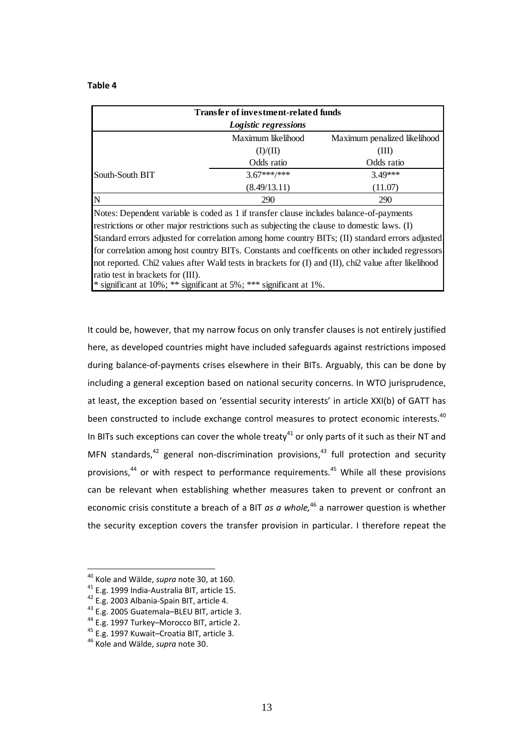**Table 4**

| Transfer of investment-related funds | | |
|---|---|---|
| *Logistic regressions* | | |
| | Maximum likelihood | Maximum penalized likelihood |
| | (I)/(II) | (III) |
| | Odds ratio | Odds ratio |
| South-South BIT | 3.67***/*** | 3.49*** |
| | (8.49/13.11) | (11.07) |
| N | 290 | 290 |

Notes: Dependent variable is coded as 1 if transfer clause includes balance-of-payments restrictions or other major restrictions such as subjecting the clause to domestic laws. (I) Standard errors adjusted for correlation among home country BITs; (II) standard errors adjusted for correlation among host country BITs. Constants and coefficents on other included regressors not reported. Chi2 values after Wald tests in brackets for (I) and (II), chi2 value after likelihood ratio test in brackets for (III).
* significant at 10%; ** significant at 5%; *** significant at 1%.

It could be, however, that my narrow focus on only transfer clauses is not entirely justified here, as developed countries might have included safeguards against restrictions imposed during balance-of-payments crises elsewhere in their BITs. Arguably, this can be done by including a general exception based on national security concerns. In WTO jurisprudence, at least, the exception based on 'essential security interests' in article XXI(b) of GATT has been constructed to include exchange control measures to protect economic interests.[40] In BITs such exceptions can cover the whole treaty[41] or only parts of it such as their NT and MFN standards,[42] general non-discrimination provisions,[43] full protection and security provisions,[44] or with respect to performance requirements.[45] While all these provisions can be relevant when establishing whether measures taken to prevent or confront an economic crisis constitute a breach of a BIT *as a whole,*[46] a narrower question is whether the security exception covers the transfer provision in particular. I therefore repeat the

[40] Kole and Wälde, *supra* note 30, at 160.
[41] E.g. 1999 India-Australia BIT, article 15.
[42] E.g. 2003 Albania-Spain BIT, article 4.
[43] E.g. 2005 Guatemala–BLEU BIT, article 3.
[44] E.g. 1997 Turkey–Morocco BIT, article 2.
[45] E.g. 1997 Kuwait–Croatia BIT, article 3.
[46] Kole and Wälde, *supra* note 30.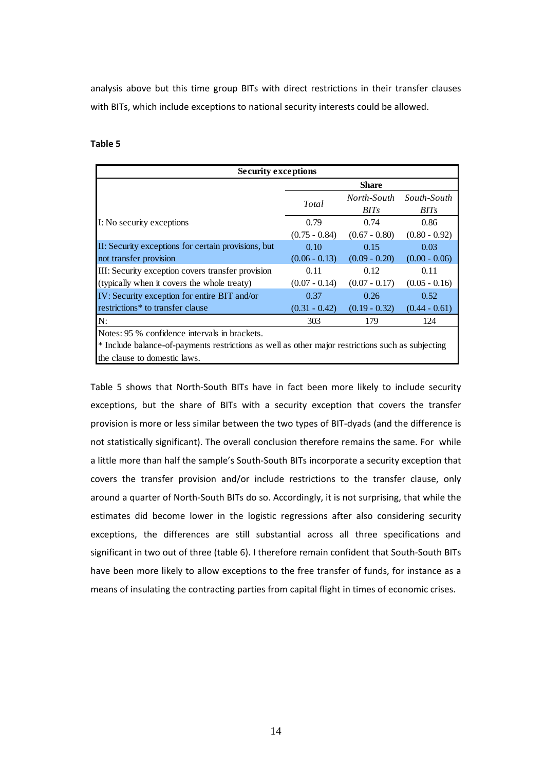analysis above but this time group BITs with direct restrictions in their transfer clauses with BITs, which include exceptions to national security interests could be allowed.

**Table 5**

| Security exceptions | | | |
|---|---|---|---|
| | Share | | |
| | *Total* | *North-South BITs* | *South-South BITs* |
| I: No security exceptions | 0.79 | 0.74 | 0.86 |
| | (0.75 - 0.84) | (0.67 - 0.80) | (0.80 - 0.92) |
| II: Security exceptions for certain provisions, but not transfer provision | 0.10 | 0.15 | 0.03 |
| | (0.06 - 0.13) | (0.09 - 0.20) | (0.00 - 0.06) |
| III: Security exception covers transfer provision (typically when it covers the whole treaty) | 0.11 | 0.12 | 0.11 |
| | (0.07 - 0.14) | (0.07 - 0.17) | (0.05 - 0.16) |
| IV: Security exception for entire BIT and/or restrictions* to transfer clause | 0.37 | 0.26 | 0.52 |
| | (0.31 - 0.42) | (0.19 - 0.32) | (0.44 - 0.61) |
| N: | 303 | 179 | 124 |

Notes: 95 % confidence intervals in brackets.
* Include balance-of-payments restrictions as well as other major restrictions such as subjecting the clause to domestic laws.

Table 5 shows that North-South BITs have in fact been more likely to include security exceptions, but the share of BITs with a security exception that covers the transfer provision is more or less similar between the two types of BIT-dyads (and the difference is not statistically significant). The overall conclusion therefore remains the same. For while a little more than half the sample's South-South BITs incorporate a security exception that covers the transfer provision and/or include restrictions to the transfer clause, only around a quarter of North-South BITs do so. Accordingly, it is not surprising, that while the estimates did become lower in the logistic regressions after also considering security exceptions, the differences are still substantial across all three specifications and significant in two out of three (table 6). I therefore remain confident that South-South BITs have been more likely to allow exceptions to the free transfer of funds, for instance as a means of insulating the contracting parties from capital flight in times of economic crises.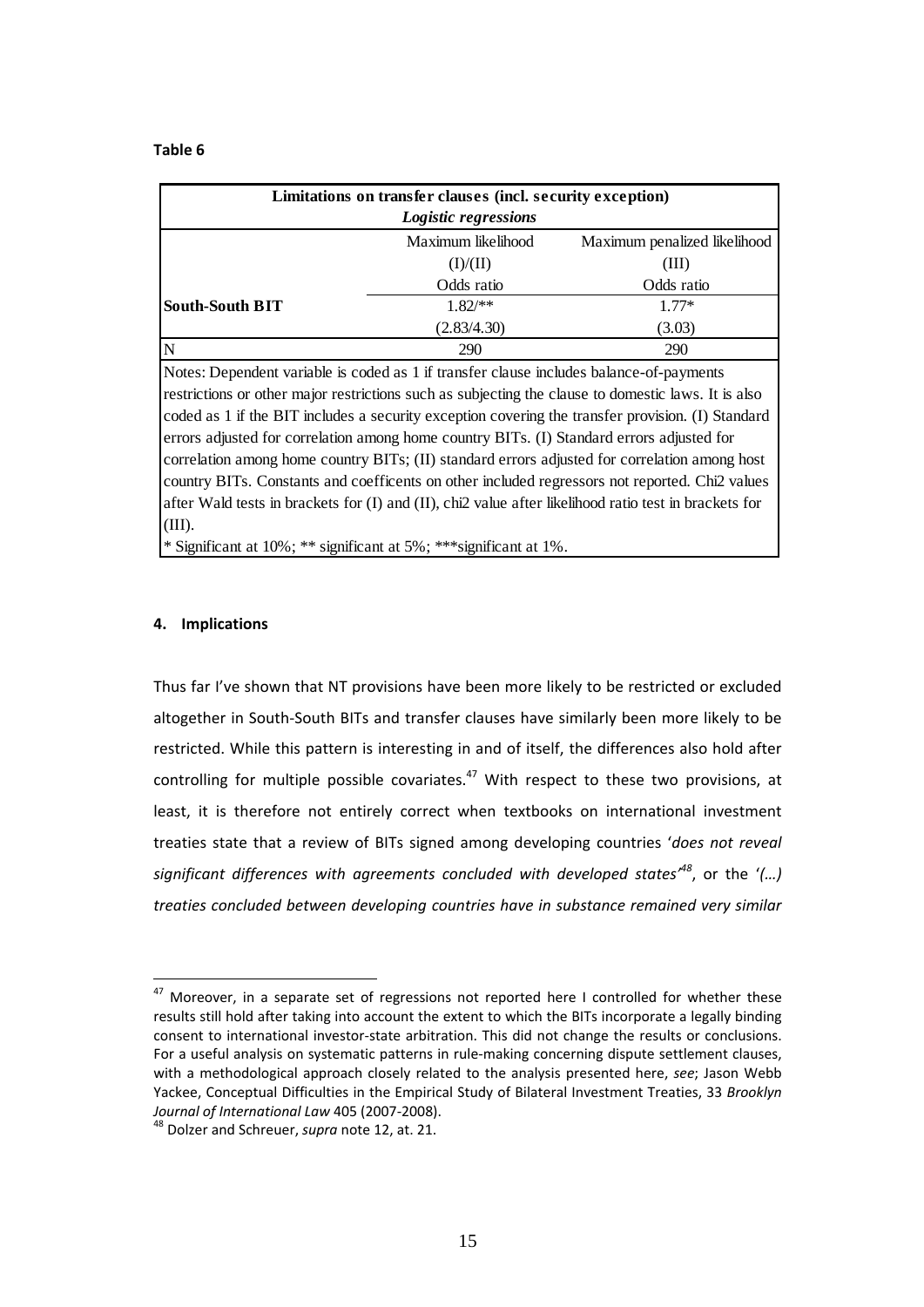**Table 6**

| Limitations on transfer clauses (incl. security exception) | | |
|---|---|---|
| *Logistic regressions* | | |
| | Maximum likelihood | Maximum penalized likelihood |
| | (I)/(II) | (III) |
| | Odds ratio | Odds ratio |
| **South-South BIT** | 1.82/** | 1.77* |
| | (2.83/4.30) | (3.03) |
| N | 290 | 290 |

Notes: Dependent variable is coded as 1 if transfer clause includes balance-of-payments restrictions or other major restrictions such as subjecting the clause to domestic laws. It is also coded as 1 if the BIT includes a security exception covering the transfer provision. (I) Standard errors adjusted for correlation among home country BITs. (I) Standard errors adjusted for correlation among home country BITs; (II) standard errors adjusted for correlation among host country BITs. Constants and coefficents on other included regressors not reported. Chi2 values after Wald tests in brackets for (I) and (II), chi2 value after likelihood ratio test in brackets for (III).

\* Significant at 10%; ** significant at 5%; ***significant at 1%.

## 4. Implications

Thus far I've shown that NT provisions have been more likely to be restricted or excluded altogether in South-South BITs and transfer clauses have similarly been more likely to be restricted. While this pattern is interesting in and of itself, the differences also hold after controlling for multiple possible covariates.[47] With respect to these two provisions, at least, it is therefore not entirely correct when textbooks on international investment treaties state that a review of BITs signed among developing countries '*does not reveal significant differences with agreements concluded with developed states*'[48], or the '*(…) treaties concluded between developing countries have in substance remained very similar*

---

[47] Moreover, in a separate set of regressions not reported here I controlled for whether these results still hold after taking into account the extent to which the BITs incorporate a legally binding consent to international investor-state arbitration. This did not change the results or conclusions. For a useful analysis on systematic patterns in rule-making concerning dispute settlement clauses, with a methodological approach closely related to the analysis presented here, *see*; Jason Webb Yackee, Conceptual Difficulties in the Empirical Study of Bilateral Investment Treaties, 33 *Brooklyn Journal of International Law* 405 (2007-2008).

[48] Dolzer and Schreuer, *supra* note 12, at. 21.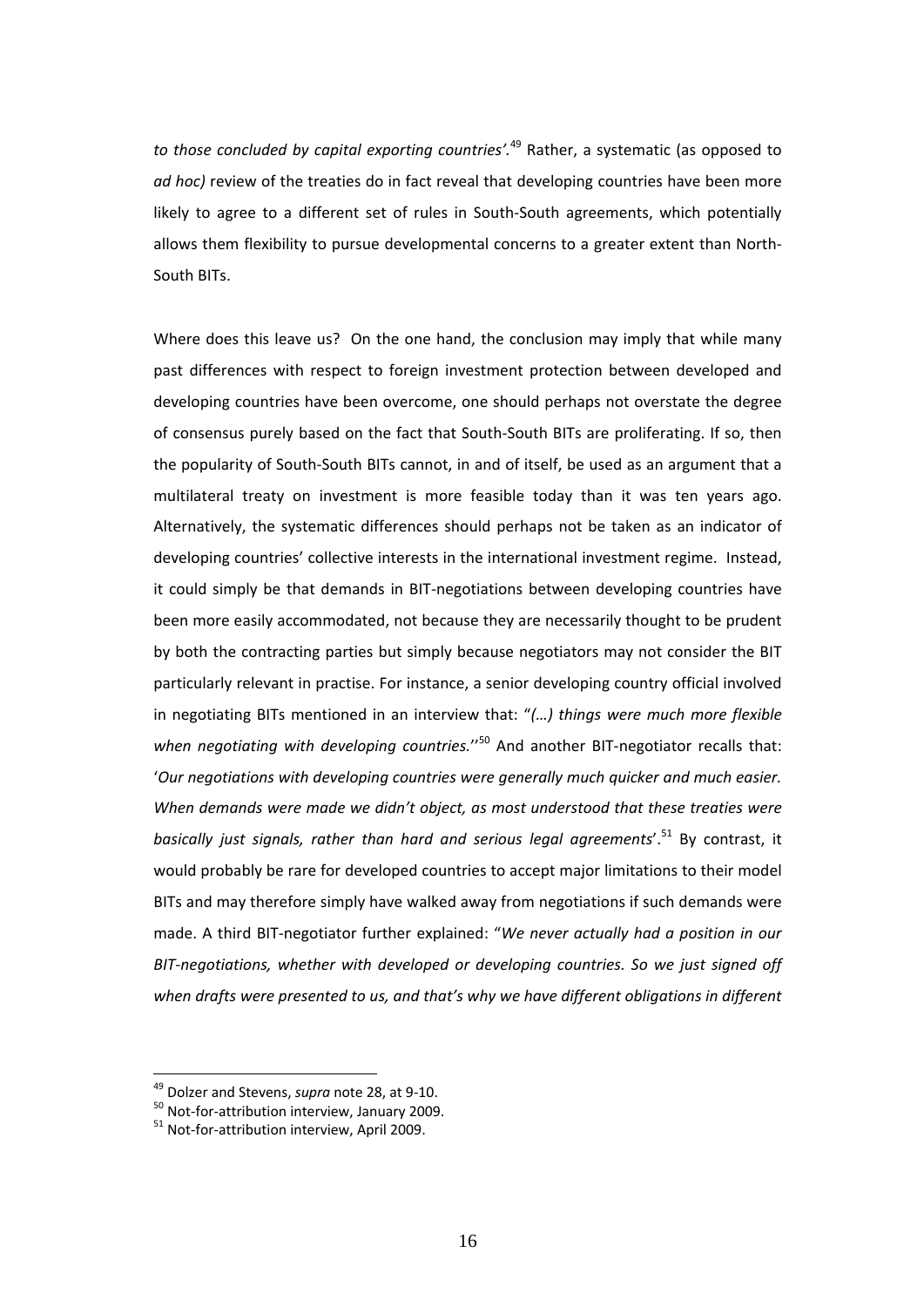*to those concluded by capital exporting countries'*.[49] Rather, a systematic (as opposed to *ad hoc)* review of the treaties do in fact reveal that developing countries have been more likely to agree to a different set of rules in South-South agreements, which potentially allows them flexibility to pursue developmental concerns to a greater extent than North-South BITs.

Where does this leave us? On the one hand, the conclusion may imply that while many past differences with respect to foreign investment protection between developed and developing countries have been overcome, one should perhaps not overstate the degree of consensus purely based on the fact that South-South BITs are proliferating. If so, then the popularity of South-South BITs cannot, in and of itself, be used as an argument that a multilateral treaty on investment is more feasible today than it was ten years ago. Alternatively, the systematic differences should perhaps not be taken as an indicator of developing countries' collective interests in the international investment regime. Instead, it could simply be that demands in BIT-negotiations between developing countries have been more easily accommodated, not because they are necessarily thought to be prudent by both the contracting parties but simply because negotiators may not consider the BIT particularly relevant in practise. For instance, a senior developing country official involved in negotiating BITs mentioned in an interview that: "*(…) things were much more flexible when negotiating with developing countries.*''[50] And another BIT-negotiator recalls that: '*Our negotiations with developing countries were generally much quicker and much easier. When demands were made we didn't object, as most understood that these treaties were basically just signals, rather than hard and serious legal agreements*'.[51] By contrast, it would probably be rare for developed countries to accept major limitations to their model BITs and may therefore simply have walked away from negotiations if such demands were made. A third BIT-negotiator further explained: "*We never actually had a position in our BIT-negotiations, whether with developed or developing countries. So we just signed off when drafts were presented to us, and that's why we have different obligations in different*

[49] Dolzer and Stevens, *supra* note 28, at 9-10.

[50] Not-for-attribution interview, January 2009.

[51] Not-for-attribution interview, April 2009.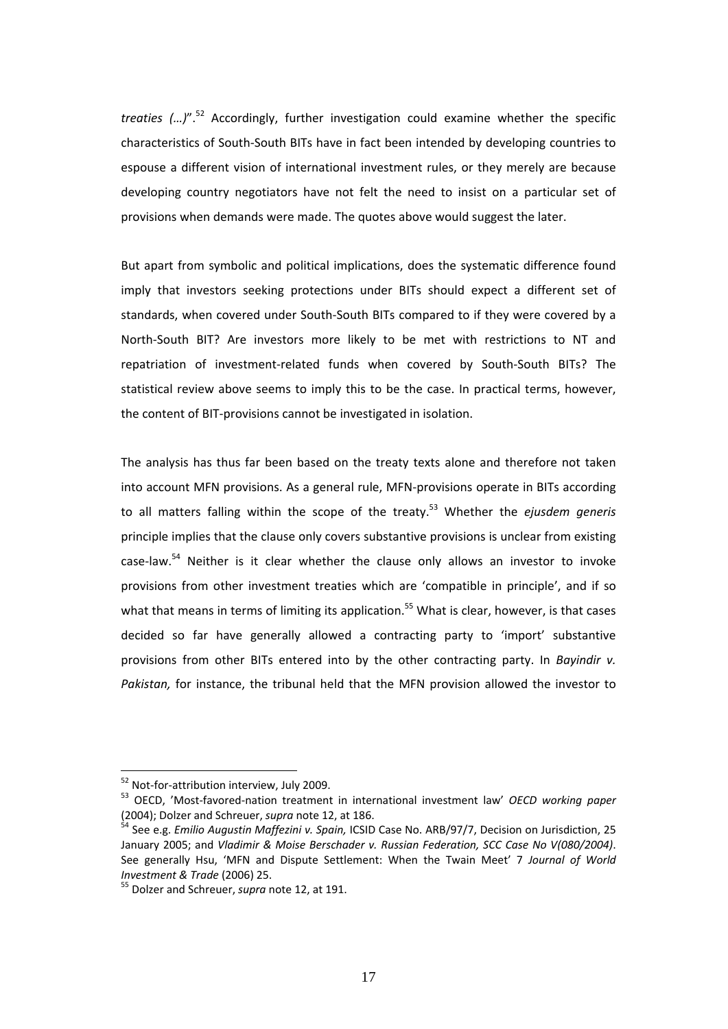*treaties (…)*".[52] Accordingly, further investigation could examine whether the specific characteristics of South-South BITs have in fact been intended by developing countries to espouse a different vision of international investment rules, or they merely are because developing country negotiators have not felt the need to insist on a particular set of provisions when demands were made. The quotes above would suggest the later.

But apart from symbolic and political implications, does the systematic difference found imply that investors seeking protections under BITs should expect a different set of standards, when covered under South-South BITs compared to if they were covered by a North-South BIT? Are investors more likely to be met with restrictions to NT and repatriation of investment-related funds when covered by South-South BITs? The statistical review above seems to imply this to be the case. In practical terms, however, the content of BIT-provisions cannot be investigated in isolation.

The analysis has thus far been based on the treaty texts alone and therefore not taken into account MFN provisions. As a general rule, MFN-provisions operate in BITs according to all matters falling within the scope of the treaty.[53] Whether the *ejusdem generis* principle implies that the clause only covers substantive provisions is unclear from existing case-law.[54] Neither is it clear whether the clause only allows an investor to invoke provisions from other investment treaties which are 'compatible in principle', and if so what that means in terms of limiting its application.[55] What is clear, however, is that cases decided so far have generally allowed a contracting party to 'import' substantive provisions from other BITs entered into by the other contracting party. In *Bayindir v. Pakistan,* for instance, the tribunal held that the MFN provision allowed the investor to

---

[52] Not-for-attribution interview, July 2009.

[53] OECD, 'Most-favored-nation treatment in international investment law' *OECD working paper* (2004); Dolzer and Schreuer, *supra* note 12, at 186.

[54] See e.g. *Emilio Augustin Maffezini v. Spain,* ICSID Case No. ARB/97/7, Decision on Jurisdiction, 25 January 2005; and *Vladimir & Moise Berschader v. Russian Federation, SCC Case No V(080/2004)*. See generally Hsu, 'MFN and Dispute Settlement: When the Twain Meet' 7 *Journal of World Investment & Trade* (2006) 25.

[55] Dolzer and Schreuer, *supra* note 12, at 191.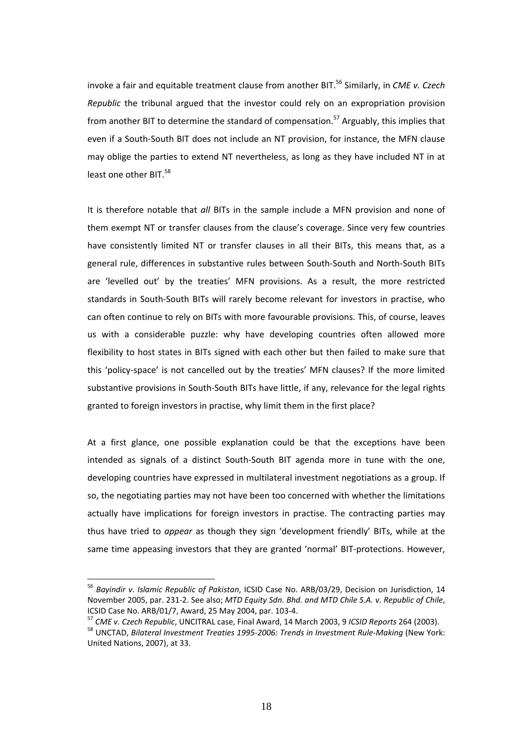invoke a fair and equitable treatment clause from another BIT.[56] Similarly, in *CME v. Czech Republic* the tribunal argued that the investor could rely on an expropriation provision from another BIT to determine the standard of compensation.[57] Arguably, this implies that even if a South-South BIT does not include an NT provision, for instance, the MFN clause may oblige the parties to extend NT nevertheless, as long as they have included NT in at least one other BIT.[58]

It is therefore notable that *all* BITs in the sample include a MFN provision and none of them exempt NT or transfer clauses from the clause's coverage. Since very few countries have consistently limited NT or transfer clauses in all their BITs, this means that, as a general rule, differences in substantive rules between South-South and North-South BITs are 'levelled out' by the treaties' MFN provisions. As a result, the more restricted standards in South-South BITs will rarely become relevant for investors in practise, who can often continue to rely on BITs with more favourable provisions. This, of course, leaves us with a considerable puzzle: why have developing countries often allowed more flexibility to host states in BITs signed with each other but then failed to make sure that this 'policy-space' is not cancelled out by the treaties' MFN clauses? If the more limited substantive provisions in South-South BITs have little, if any, relevance for the legal rights granted to foreign investors in practise, why limit them in the first place?

At a first glance, one possible explanation could be that the exceptions have been intended as signals of a distinct South-South BIT agenda more in tune with the one, developing countries have expressed in multilateral investment negotiations as a group. If so, the negotiating parties may not have been too concerned with whether the limitations actually have implications for foreign investors in practise. The contracting parties may thus have tried to *appear* as though they sign 'development friendly' BITs, while at the same time appeasing investors that they are granted 'normal' BIT-protections. However,

---

[56] *Bayindir v. Islamic Republic of Pakistan*, ICSID Case No. ARB/03/29, Decision on Jurisdiction, 14 November 2005, par. 231-2. See also; *MTD Equity Sdn. Bhd. and MTD Chile S.A. v. Republic of Chile*, ICSID Case No. ARB/01/7, Award, 25 May 2004, par. 103-4.

[57] *CME v. Czech Republic*, UNCITRAL case, Final Award, 14 March 2003, 9 *ICSID Reports* 264 (2003).

[58] UNCTAD, *Bilateral Investment Treaties 1995-2006: Trends in Investment Rule-Making* (New York: United Nations, 2007), at 33.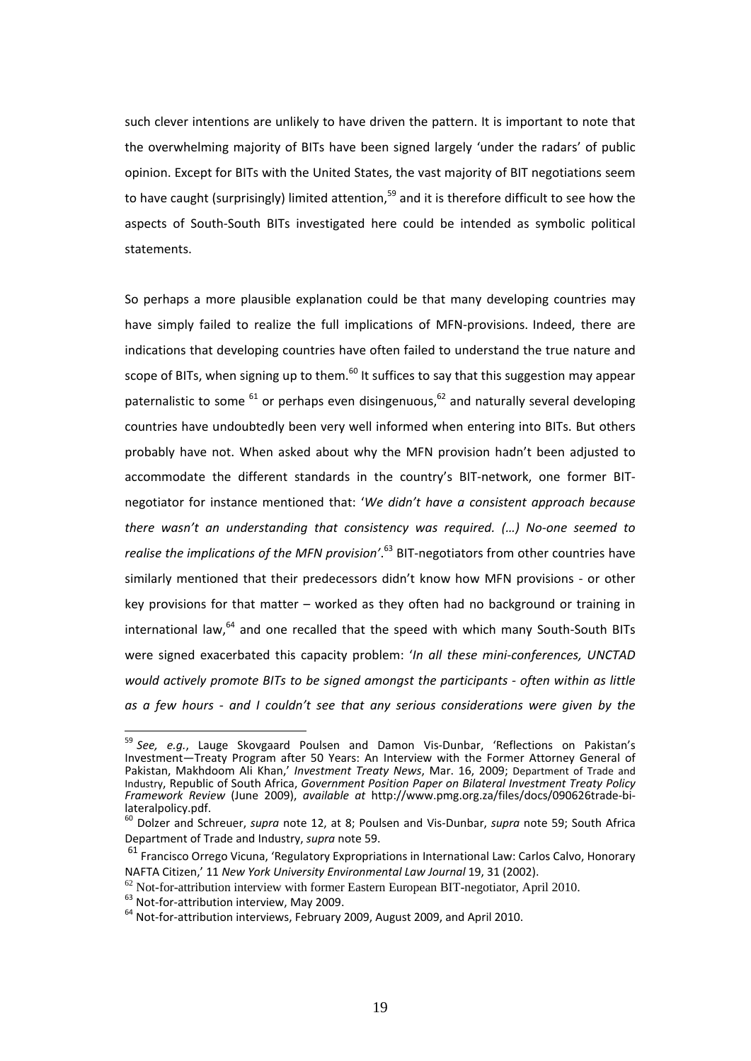such clever intentions are unlikely to have driven the pattern. It is important to note that the overwhelming majority of BITs have been signed largely 'under the radars' of public opinion. Except for BITs with the United States, the vast majority of BIT negotiations seem to have caught (surprisingly) limited attention,[59] and it is therefore difficult to see how the aspects of South-South BITs investigated here could be intended as symbolic political statements.

So perhaps a more plausible explanation could be that many developing countries may have simply failed to realize the full implications of MFN-provisions. Indeed, there are indications that developing countries have often failed to understand the true nature and scope of BITs, when signing up to them.[60] It suffices to say that this suggestion may appear paternalistic to some [61] or perhaps even disingenuous,[62] and naturally several developing countries have undoubtedly been very well informed when entering into BITs. But others probably have not. When asked about why the MFN provision hadn't been adjusted to accommodate the different standards in the country's BIT-network, one former BIT-negotiator for instance mentioned that: '*We didn't have a consistent approach because there wasn't an understanding that consistency was required. (…) No-one seemed to realise the implications of the MFN provision'*.[63] BIT-negotiators from other countries have similarly mentioned that their predecessors didn't know how MFN provisions - or other key provisions for that matter – worked as they often had no background or training in international law,[64] and one recalled that the speed with which many South-South BITs were signed exacerbated this capacity problem: '*In all these mini-conferences, UNCTAD would actively promote BITs to be signed amongst the participants - often within as little as a few hours - and I couldn't see that any serious considerations were given by the*

---

[59] *See, e.g.*, Lauge Skovgaard Poulsen and Damon Vis-Dunbar, 'Reflections on Pakistan's Investment—Treaty Program after 50 Years: An Interview with the Former Attorney General of Pakistan, Makhdoom Ali Khan,' *Investment Treaty News*, Mar. 16, 2009; Department of Trade and Industry, Republic of South Africa, *Government Position Paper on Bilateral Investment Treaty Policy Framework Review* (June 2009), *available at* http://www.pmg.org.za/files/docs/090626trade-bilateralpolicy.pdf.

[60] Dolzer and Schreuer, *supra* note 12, at 8; Poulsen and Vis-Dunbar, *supra* note 59; South Africa Department of Trade and Industry, *supra* note 59.

[61] Francisco Orrego Vicuna, 'Regulatory Expropriations in International Law: Carlos Calvo, Honorary NAFTA Citizen,' 11 *New York University Environmental Law Journal* 19, 31 (2002).

[62] Not-for-attribution interview with former Eastern European BIT-negotiator, April 2010.

[63] Not-for-attribution interview, May 2009.

[64] Not-for-attribution interviews, February 2009, August 2009, and April 2010.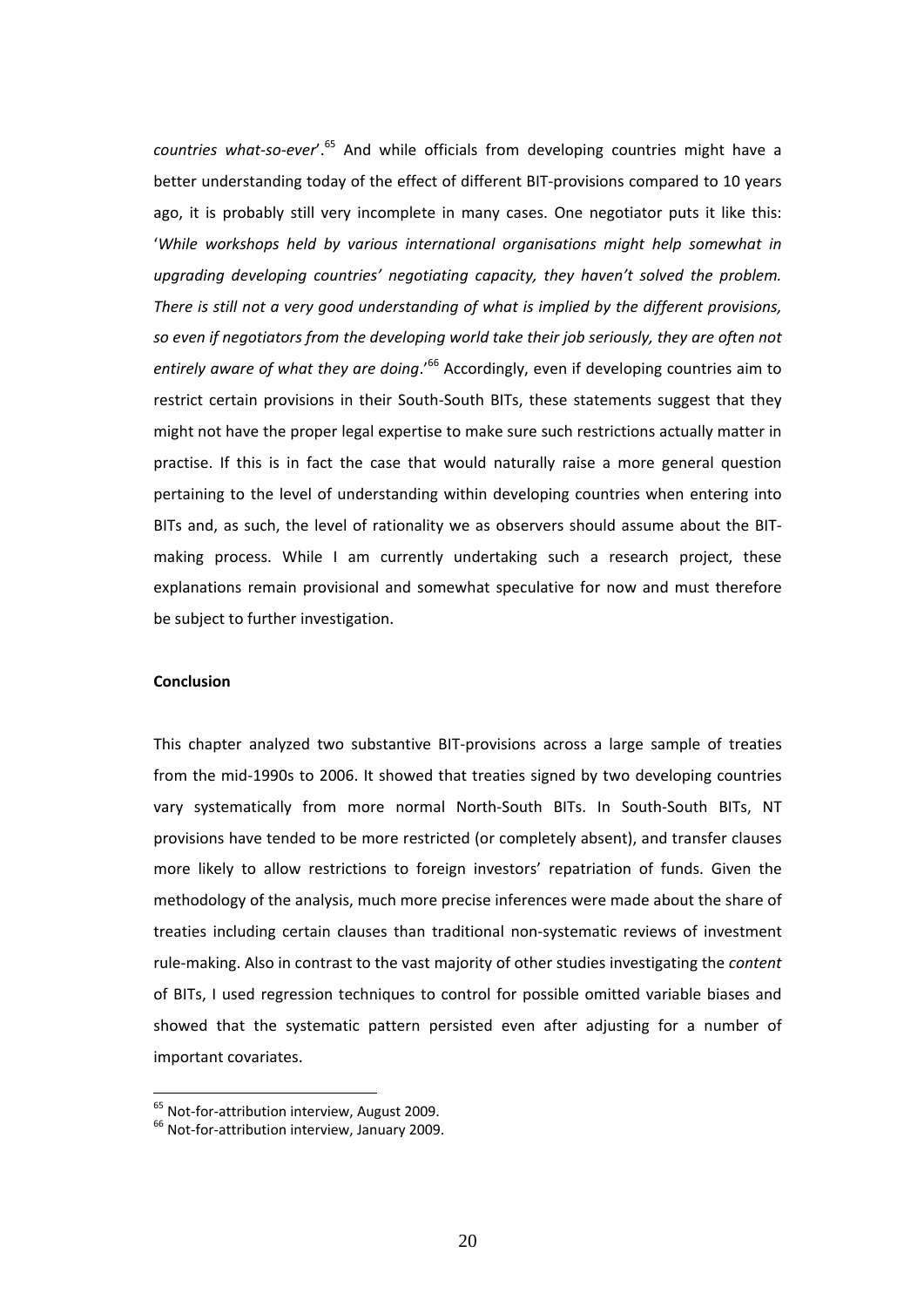*countries what-so-ever*'.[65] And while officials from developing countries might have a better understanding today of the effect of different BIT-provisions compared to 10 years ago, it is probably still very incomplete in many cases. One negotiator puts it like this: '*While workshops held by various international organisations might help somewhat in upgrading developing countries' negotiating capacity, they haven't solved the problem. There is still not a very good understanding of what is implied by the different provisions, so even if negotiators from the developing world take their job seriously, they are often not entirely aware of what they are doing*.'[66] Accordingly, even if developing countries aim to restrict certain provisions in their South-South BITs, these statements suggest that they might not have the proper legal expertise to make sure such restrictions actually matter in practise. If this is in fact the case that would naturally raise a more general question pertaining to the level of understanding within developing countries when entering into BITs and, as such, the level of rationality we as observers should assume about the BIT-making process. While I am currently undertaking such a research project, these explanations remain provisional and somewhat speculative for now and must therefore be subject to further investigation.

**Conclusion**

This chapter analyzed two substantive BIT-provisions across a large sample of treaties from the mid-1990s to 2006. It showed that treaties signed by two developing countries vary systematically from more normal North-South BITs. In South-South BITs, NT provisions have tended to be more restricted (or completely absent), and transfer clauses more likely to allow restrictions to foreign investors' repatriation of funds. Given the methodology of the analysis, much more precise inferences were made about the share of treaties including certain clauses than traditional non-systematic reviews of investment rule-making. Also in contrast to the vast majority of other studies investigating the *content* of BITs, I used regression techniques to control for possible omitted variable biases and showed that the systematic pattern persisted even after adjusting for a number of important covariates.

[65] Not-for-attribution interview, August 2009.

[66] Not-for-attribution interview, January 2009.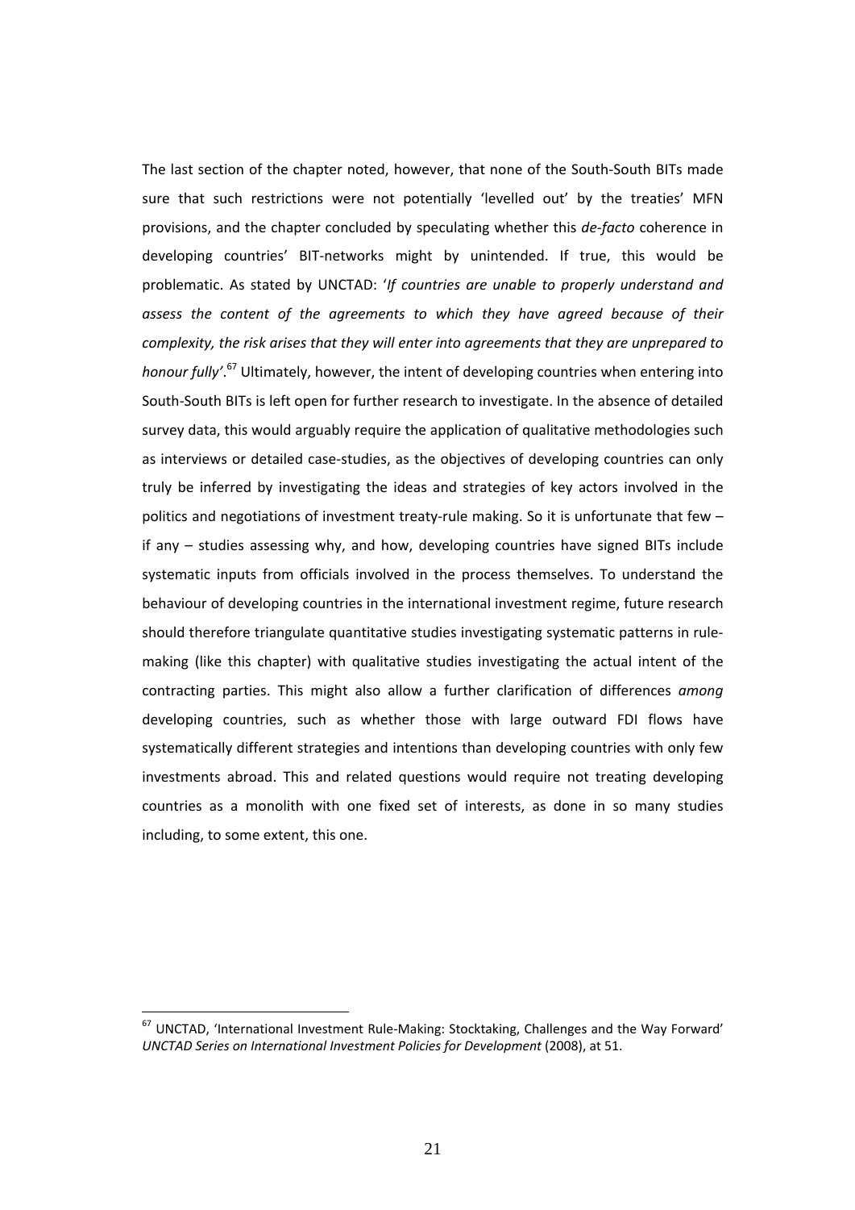The last section of the chapter noted, however, that none of the South-South BITs made sure that such restrictions were not potentially 'levelled out' by the treaties' MFN provisions, and the chapter concluded by speculating whether this *de-facto* coherence in developing countries' BIT-networks might by unintended. If true, this would be problematic. As stated by UNCTAD: '*If countries are unable to properly understand and assess the content of the agreements to which they have agreed because of their complexity, the risk arises that they will enter into agreements that they are unprepared to honour fully'*.[67] Ultimately, however, the intent of developing countries when entering into South-South BITs is left open for further research to investigate. In the absence of detailed survey data, this would arguably require the application of qualitative methodologies such as interviews or detailed case-studies, as the objectives of developing countries can only truly be inferred by investigating the ideas and strategies of key actors involved in the politics and negotiations of investment treaty-rule making. So it is unfortunate that few – if any – studies assessing why, and how, developing countries have signed BITs include systematic inputs from officials involved in the process themselves. To understand the behaviour of developing countries in the international investment regime, future research should therefore triangulate quantitative studies investigating systematic patterns in rule-making (like this chapter) with qualitative studies investigating the actual intent of the contracting parties. This might also allow a further clarification of differences *among* developing countries, such as whether those with large outward FDI flows have systematically different strategies and intentions than developing countries with only few investments abroad. This and related questions would require not treating developing countries as a monolith with one fixed set of interests, as done in so many studies including, to some extent, this one.

---

[67] UNCTAD, 'International Investment Rule-Making: Stocktaking, Challenges and the Way Forward' *UNCTAD Series on International Investment Policies for Development* (2008), at 51.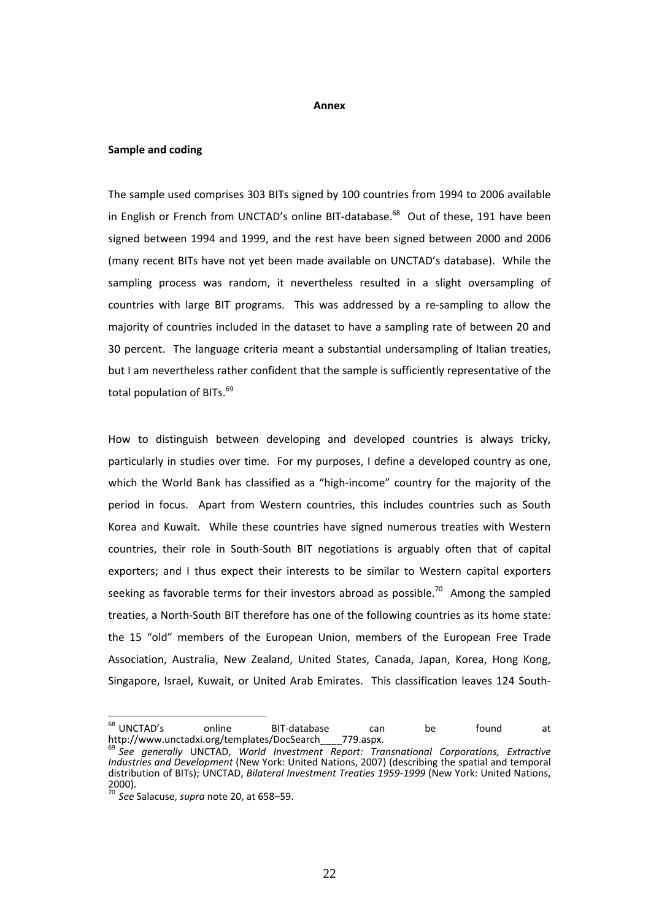## Annex

### Sample and coding

The sample used comprises 303 BITs signed by 100 countries from 1994 to 2006 available in English or French from UNCTAD's online BIT-database.[68] Out of these, 191 have been signed between 1994 and 1999, and the rest have been signed between 2000 and 2006 (many recent BITs have not yet been made available on UNCTAD's database). While the sampling process was random, it nevertheless resulted in a slight oversampling of countries with large BIT programs. This was addressed by a re-sampling to allow the majority of countries included in the dataset to have a sampling rate of between 20 and 30 percent. The language criteria meant a substantial undersampling of Italian treaties, but I am nevertheless rather confident that the sample is sufficiently representative of the total population of BITs.[69]

How to distinguish between developing and developed countries is always tricky, particularly in studies over time. For my purposes, I define a developed country as one, which the World Bank has classified as a "high-income" country for the majority of the period in focus. Apart from Western countries, this includes countries such as South Korea and Kuwait. While these countries have signed numerous treaties with Western countries, their role in South-South BIT negotiations is arguably often that of capital exporters; and I thus expect their interests to be similar to Western capital exporters seeking as favorable terms for their investors abroad as possible.[70] Among the sampled treaties, a North-South BIT therefore has one of the following countries as its home state: the 15 "old" members of the European Union, members of the European Free Trade Association, Australia, New Zealand, United States, Canada, Japan, Korea, Hong Kong, Singapore, Israel, Kuwait, or United Arab Emirates. This classification leaves 124 South-

---

[68] UNCTAD's online BIT-database can be found at http://www.unctadxi.org/templates/DocSearch____779.aspx.

[69] *See generally* UNCTAD, *World Investment Report: Transnational Corporations, Extractive Industries and Development* (New York: United Nations, 2007) (describing the spatial and temporal distribution of BITs); UNCTAD, *Bilateral Investment Treaties 1959-1999* (New York: United Nations, 2000).

[70] *See* Salacuse, *supra* note 20, at 658–59.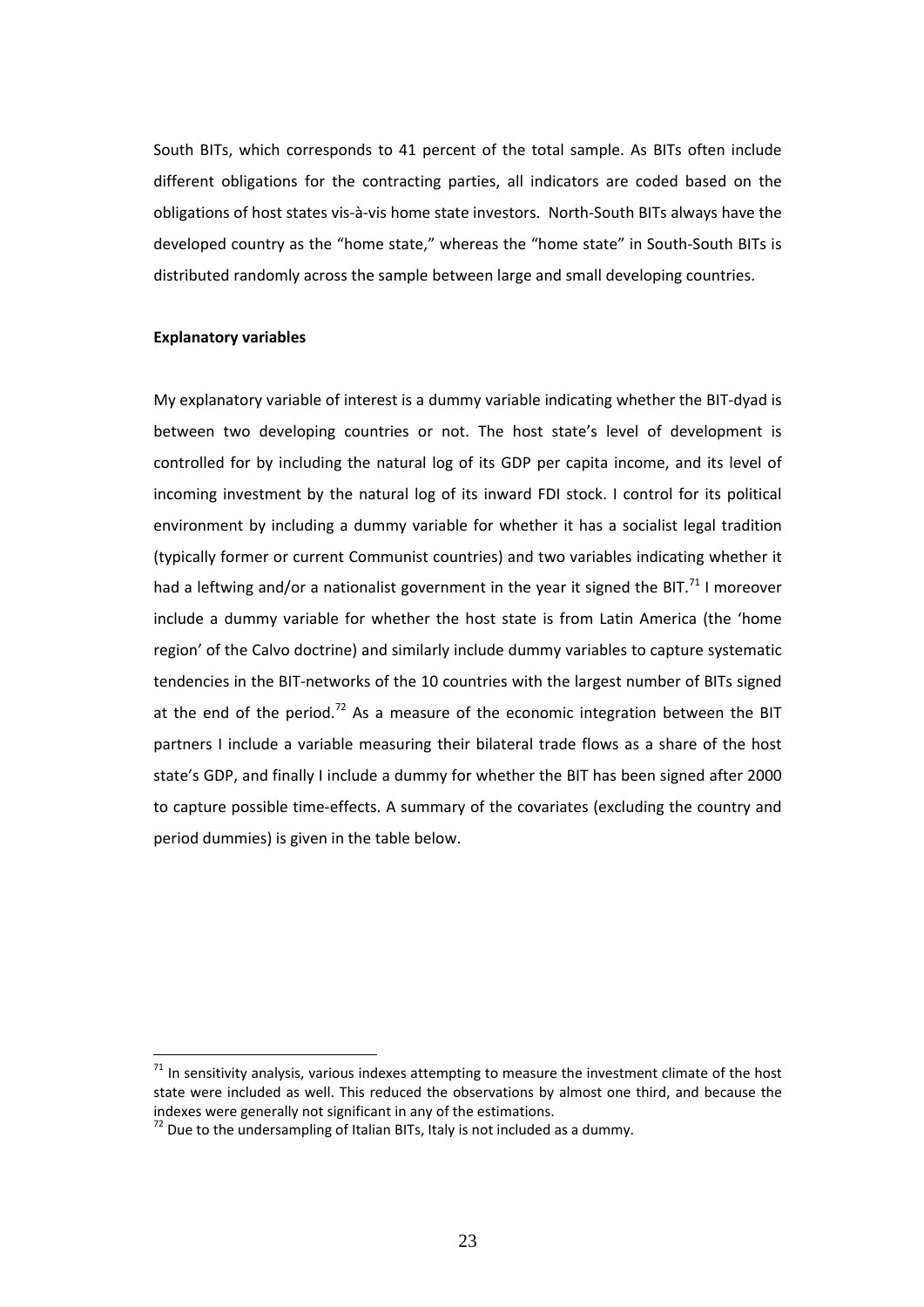South BITs, which corresponds to 41 percent of the total sample. As BITs often include different obligations for the contracting parties, all indicators are coded based on the obligations of host states vis-à-vis home state investors. North-South BITs always have the developed country as the "home state," whereas the "home state" in South-South BITs is distributed randomly across the sample between large and small developing countries.

**Explanatory variables**

My explanatory variable of interest is a dummy variable indicating whether the BIT-dyad is between two developing countries or not. The host state's level of development is controlled for by including the natural log of its GDP per capita income, and its level of incoming investment by the natural log of its inward FDI stock. I control for its political environment by including a dummy variable for whether it has a socialist legal tradition (typically former or current Communist countries) and two variables indicating whether it had a leftwing and/or a nationalist government in the year it signed the BIT.[71] I moreover include a dummy variable for whether the host state is from Latin America (the 'home region' of the Calvo doctrine) and similarly include dummy variables to capture systematic tendencies in the BIT-networks of the 10 countries with the largest number of BITs signed at the end of the period.[72] As a measure of the economic integration between the BIT partners I include a variable measuring their bilateral trade flows as a share of the host state's GDP, and finally I include a dummy for whether the BIT has been signed after 2000 to capture possible time-effects. A summary of the covariates (excluding the country and period dummies) is given in the table below.

---

[71] In sensitivity analysis, various indexes attempting to measure the investment climate of the host state were included as well. This reduced the observations by almost one third, and because the indexes were generally not significant in any of the estimations.

[72] Due to the undersampling of Italian BITs, Italy is not included as a dummy.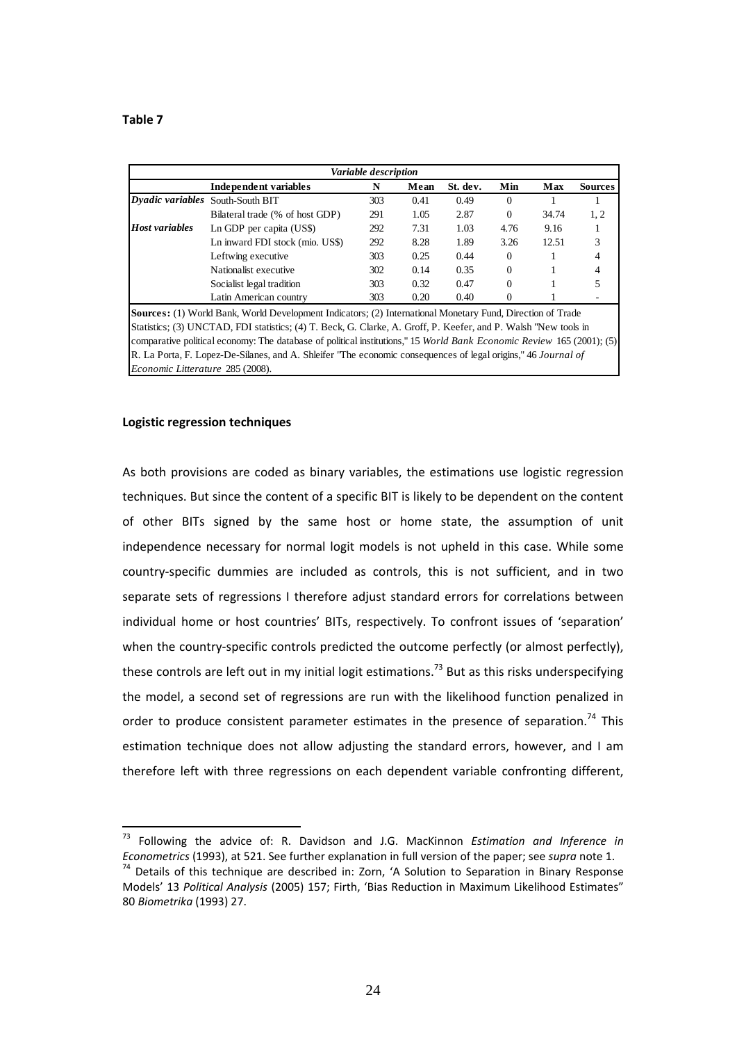**Table 7**

| *Variable description* | | | | | | | | |
|---|---|---|---|---|---|---|---|---|
| | **Independent variables** | **N** | **Mean** | **St. dev.** | **Min** | **Max** | **Sources** |
| ***Dyadic variables*** | South-South BIT | 303 | 0.41 | 0.49 | 0 | 1 | 1 |
| | Bilateral trade (% of host GDP) | 291 | 1.05 | 2.87 | 0 | 34.74 | 1, 2 |
| ***Host variables*** | Ln GDP per capita (US$) | 292 | 7.31 | 1.03 | 4.76 | 9.16 | 1 |
| | Ln inward FDI stock (mio. US$) | 292 | 8.28 | 1.89 | 3.26 | 12.51 | 3 |
| | Leftwing executive | 303 | 0.25 | 0.44 | 0 | 1 | 4 |
| | Nationalist executive | 302 | 0.14 | 0.35 | 0 | 1 | 4 |
| | Socialist legal tradition | 303 | 0.32 | 0.47 | 0 | 1 | 5 |
| | Latin American country | 303 | 0.20 | 0.40 | 0 | 1 | - |

**Sources:** (1) World Bank, World Development Indicators; (2) International Monetary Fund, Direction of Trade Statistics; (3) UNCTAD, FDI statistics; (4) T. Beck, G. Clarke, A. Groff, P. Keefer, and P. Walsh "New tools in comparative political economy: The database of political institutions," 15 *World Bank Economic Review* 165 (2001); (5) R. La Porta, F. Lopez-De-Silanes, and A. Shleifer "The economic consequences of legal origins," 46 *Journal of Economic Litterature* 285 (2008).

**Logistic regression techniques**

As both provisions are coded as binary variables, the estimations use logistic regression techniques. But since the content of a specific BIT is likely to be dependent on the content of other BITs signed by the same host or home state, the assumption of unit independence necessary for normal logit models is not upheld in this case. While some country-specific dummies are included as controls, this is not sufficient, and in two separate sets of regressions I therefore adjust standard errors for correlations between individual home or host countries' BITs, respectively. To confront issues of 'separation' when the country-specific controls predicted the outcome perfectly (or almost perfectly), these controls are left out in my initial logit estimations.[73] But as this risks underspecifying the model, a second set of regressions are run with the likelihood function penalized in order to produce consistent parameter estimates in the presence of separation.[74] This estimation technique does not allow adjusting the standard errors, however, and I am therefore left with three regressions on each dependent variable confronting different,

[73] Following the advice of: R. Davidson and J.G. MacKinnon *Estimation and Inference in Econometrics* (1993), at 521. See further explanation in full version of the paper; see *supra* note 1.

[74] Details of this technique are described in: Zorn, 'A Solution to Separation in Binary Response Models' 13 *Political Analysis* (2005) 157; Firth, 'Bias Reduction in Maximum Likelihood Estimates" 80 *Biometrika* (1993) 27.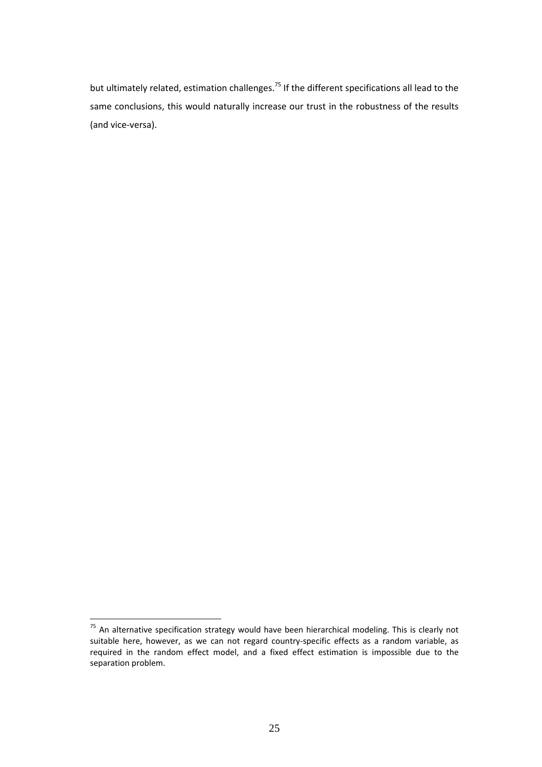but ultimately related, estimation challenges.[75] If the different specifications all lead to the same conclusions, this would naturally increase our trust in the robustness of the results (and vice-versa).

[75] An alternative specification strategy would have been hierarchical modeling. This is clearly not suitable here, however, as we can not regard country-specific effects as a random variable, as required in the random effect model, and a fixed effect estimation is impossible due to the separation problem.